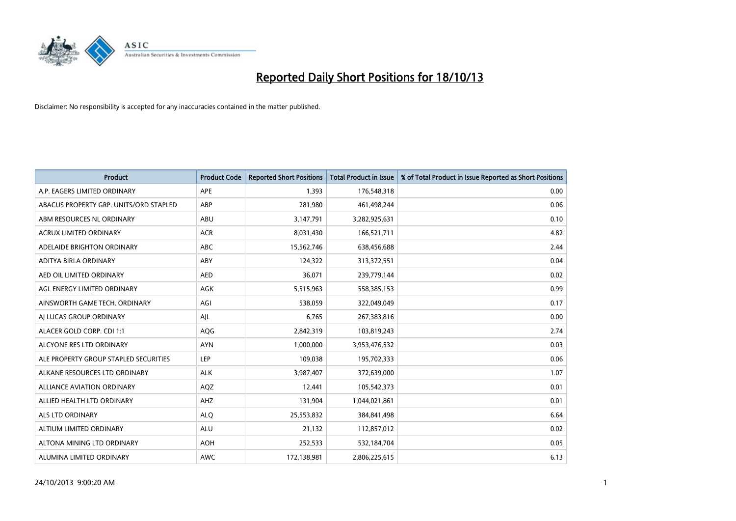# Reported Daily Short Positions for 18/10/13

Disclaimer: No responsibility is accepted for any inaccuracies contained in the matter published.

| Product | Product Code | Reported Short Positions | Total Product in Issue | % of Total Product in Issue Reported as Short Positions |
|---|---|---|---|---|
| A.P. EAGERS LIMITED ORDINARY | APE | 1,393 | 176,548,318 | 0.00 |
| ABACUS PROPERTY GRP. UNITS/ORD STAPLED | ABP | 281,980 | 461,498,244 | 0.06 |
| ABM RESOURCES NL ORDINARY | ABU | 3,147,791 | 3,282,925,631 | 0.10 |
| ACRUX LIMITED ORDINARY | ACR | 8,031,430 | 166,521,711 | 4.82 |
| ADELAIDE BRIGHTON ORDINARY | ABC | 15,562,746 | 638,456,688 | 2.44 |
| ADITYA BIRLA ORDINARY | ABY | 124,322 | 313,372,551 | 0.04 |
| AED OIL LIMITED ORDINARY | AED | 36,071 | 239,779,144 | 0.02 |
| AGL ENERGY LIMITED ORDINARY | AGK | 5,515,963 | 558,385,153 | 0.99 |
| AINSWORTH GAME TECH. ORDINARY | AGI | 538,059 | 322,049,049 | 0.17 |
| AJ LUCAS GROUP ORDINARY | AJL | 6,765 | 267,383,816 | 0.00 |
| ALACER GOLD CORP. CDI 1:1 | AQG | 2,842,319 | 103,819,243 | 2.74 |
| ALCYONE RES LTD ORDINARY | AYN | 1,000,000 | 3,953,476,532 | 0.03 |
| ALE PROPERTY GROUP STAPLED SECURITIES | LEP | 109,038 | 195,702,333 | 0.06 |
| ALKANE RESOURCES LTD ORDINARY | ALK | 3,987,407 | 372,639,000 | 1.07 |
| ALLIANCE AVIATION ORDINARY | AQZ | 12,441 | 105,542,373 | 0.01 |
| ALLIED HEALTH LTD ORDINARY | AHZ | 131,904 | 1,044,021,861 | 0.01 |
| ALS LTD ORDINARY | ALQ | 25,553,832 | 384,841,498 | 6.64 |
| ALTIUM LIMITED ORDINARY | ALU | 21,132 | 112,857,012 | 0.02 |
| ALTONA MINING LTD ORDINARY | AOH | 252,533 | 532,184,704 | 0.05 |
| ALUMINA LIMITED ORDINARY | AWC | 172,138,981 | 2,806,225,615 | 6.13 |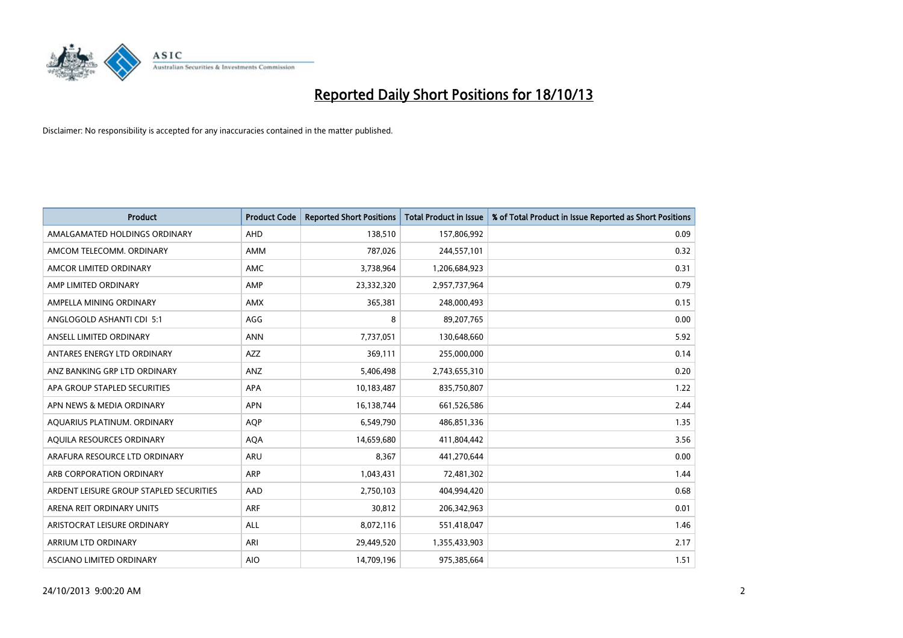# Reported Daily Short Positions for 18/10/13

Disclaimer: No responsibility is accepted for any inaccuracies contained in the matter published.

| Product | Product Code | Reported Short Positions | Total Product in Issue | % of Total Product in Issue Reported as Short Positions |
|---|---|---|---|---|
| AMALGAMATED HOLDINGS ORDINARY | AHD | 138,510 | 157,806,992 | 0.09 |
| AMCOM TELECOMM. ORDINARY | AMM | 787,026 | 244,557,101 | 0.32 |
| AMCOR LIMITED ORDINARY | AMC | 3,738,964 | 1,206,684,923 | 0.31 |
| AMP LIMITED ORDINARY | AMP | 23,332,320 | 2,957,737,964 | 0.79 |
| AMPELLA MINING ORDINARY | AMX | 365,381 | 248,000,493 | 0.15 |
| ANGLOGOLD ASHANTI CDI 5:1 | AGG | 8 | 89,207,765 | 0.00 |
| ANSELL LIMITED ORDINARY | ANN | 7,737,051 | 130,648,660 | 5.92 |
| ANTARES ENERGY LTD ORDINARY | AZZ | 369,111 | 255,000,000 | 0.14 |
| ANZ BANKING GRP LTD ORDINARY | ANZ | 5,406,498 | 2,743,655,310 | 0.20 |
| APA GROUP STAPLED SECURITIES | APA | 10,183,487 | 835,750,807 | 1.22 |
| APN NEWS & MEDIA ORDINARY | APN | 16,138,744 | 661,526,586 | 2.44 |
| AQUARIUS PLATINUM. ORDINARY | AQP | 6,549,790 | 486,851,336 | 1.35 |
| AQUILA RESOURCES ORDINARY | AQA | 14,659,680 | 411,804,442 | 3.56 |
| ARAFURA RESOURCE LTD ORDINARY | ARU | 8,367 | 441,270,644 | 0.00 |
| ARB CORPORATION ORDINARY | ARP | 1,043,431 | 72,481,302 | 1.44 |
| ARDENT LEISURE GROUP STAPLED SECURITIES | AAD | 2,750,103 | 404,994,420 | 0.68 |
| ARENA REIT ORDINARY UNITS | ARF | 30,812 | 206,342,963 | 0.01 |
| ARISTOCRAT LEISURE ORDINARY | ALL | 8,072,116 | 551,418,047 | 1.46 |
| ARRIUM LTD ORDINARY | ARI | 29,449,520 | 1,355,433,903 | 2.17 |
| ASCIANO LIMITED ORDINARY | AIO | 14,709,196 | 975,385,664 | 1.51 |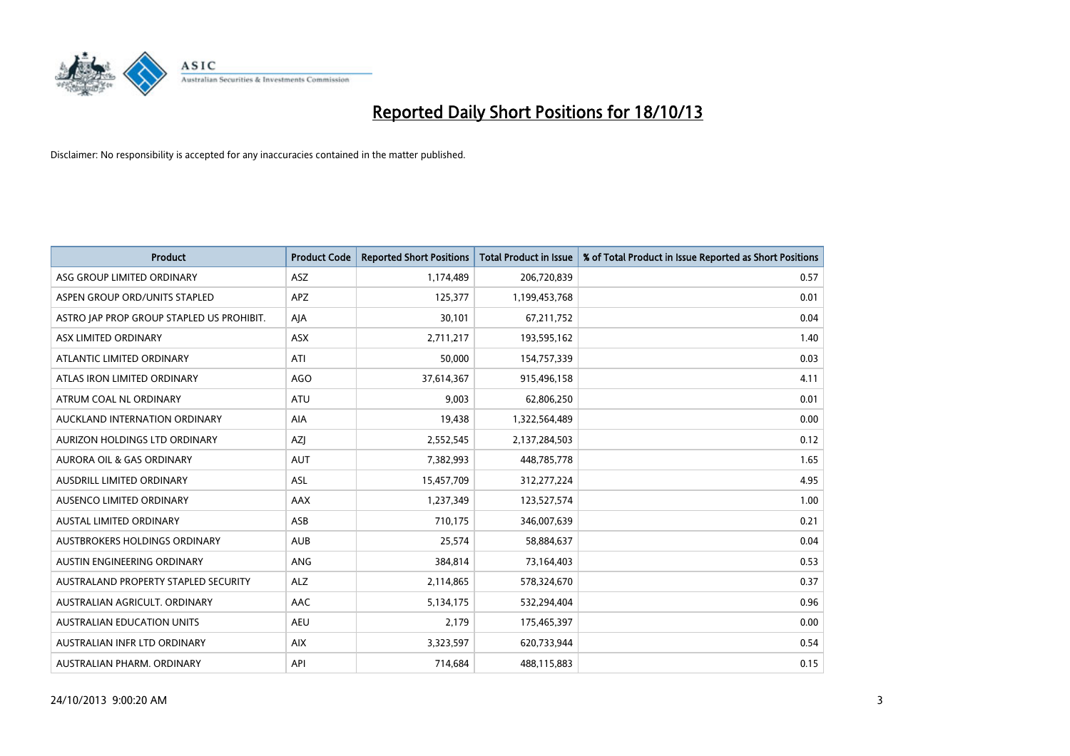# Reported Daily Short Positions for 18/10/13

Disclaimer: No responsibility is accepted for any inaccuracies contained in the matter published.

| Product | Product Code | Reported Short Positions | Total Product in Issue | % of Total Product in Issue Reported as Short Positions |
|---|---|---|---|---|
| ASG GROUP LIMITED ORDINARY | ASZ | 1,174,489 | 206,720,839 | 0.57 |
| ASPEN GROUP ORD/UNITS STAPLED | APZ | 125,377 | 1,199,453,768 | 0.01 |
| ASTRO JAP PROP GROUP STAPLED US PROHIBIT. | AJA | 30,101 | 67,211,752 | 0.04 |
| ASX LIMITED ORDINARY | ASX | 2,711,217 | 193,595,162 | 1.40 |
| ATLANTIC LIMITED ORDINARY | ATI | 50,000 | 154,757,339 | 0.03 |
| ATLAS IRON LIMITED ORDINARY | AGO | 37,614,367 | 915,496,158 | 4.11 |
| ATRUM COAL NL ORDINARY | ATU | 9,003 | 62,806,250 | 0.01 |
| AUCKLAND INTERNATION ORDINARY | AIA | 19,438 | 1,322,564,489 | 0.00 |
| AURIZON HOLDINGS LTD ORDINARY | AZJ | 2,552,545 | 2,137,284,503 | 0.12 |
| AURORA OIL & GAS ORDINARY | AUT | 7,382,993 | 448,785,778 | 1.65 |
| AUSDRILL LIMITED ORDINARY | ASL | 15,457,709 | 312,277,224 | 4.95 |
| AUSENCO LIMITED ORDINARY | AAX | 1,237,349 | 123,527,574 | 1.00 |
| AUSTAL LIMITED ORDINARY | ASB | 710,175 | 346,007,639 | 0.21 |
| AUSTBROKERS HOLDINGS ORDINARY | AUB | 25,574 | 58,884,637 | 0.04 |
| AUSTIN ENGINEERING ORDINARY | ANG | 384,814 | 73,164,403 | 0.53 |
| AUSTRALAND PROPERTY STAPLED SECURITY | ALZ | 2,114,865 | 578,324,670 | 0.37 |
| AUSTRALIAN AGRICULT. ORDINARY | AAC | 5,134,175 | 532,294,404 | 0.96 |
| AUSTRALIAN EDUCATION UNITS | AEU | 2,179 | 175,465,397 | 0.00 |
| AUSTRALIAN INFR LTD ORDINARY | AIX | 3,323,597 | 620,733,944 | 0.54 |
| AUSTRALIAN PHARM. ORDINARY | API | 714,684 | 488,115,883 | 0.15 |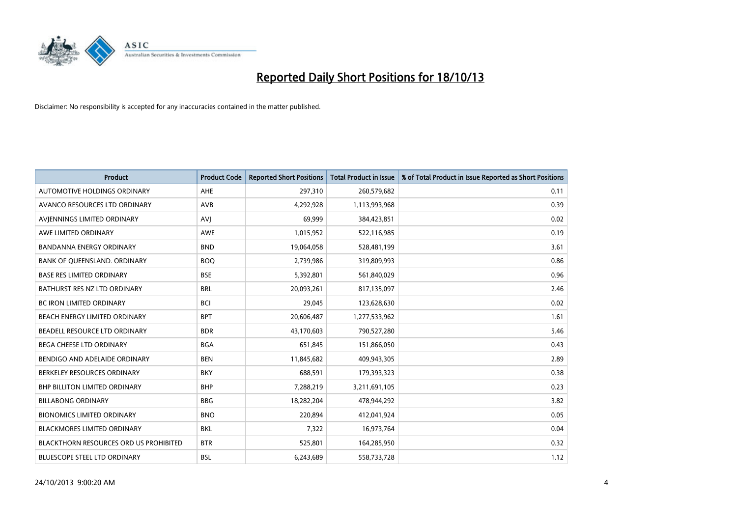# Reported Daily Short Positions for 18/10/13

Disclaimer: No responsibility is accepted for any inaccuracies contained in the matter published.

| Product | Product Code | Reported Short Positions | Total Product in Issue | % of Total Product in Issue Reported as Short Positions |
|---|---|---|---|---|
| AUTOMOTIVE HOLDINGS ORDINARY | AHE | 297,310 | 260,579,682 | 0.11 |
| AVANCO RESOURCES LTD ORDINARY | AVB | 4,292,928 | 1,113,993,968 | 0.39 |
| AVJENNINGS LIMITED ORDINARY | AVJ | 69,999 | 384,423,851 | 0.02 |
| AWE LIMITED ORDINARY | AWE | 1,015,952 | 522,116,985 | 0.19 |
| BANDANNA ENERGY ORDINARY | BND | 19,064,058 | 528,481,199 | 3.61 |
| BANK OF QUEENSLAND. ORDINARY | BOQ | 2,739,986 | 319,809,993 | 0.86 |
| BASE RES LIMITED ORDINARY | BSE | 5,392,801 | 561,840,029 | 0.96 |
| BATHURST RES NZ LTD ORDINARY | BRL | 20,093,261 | 817,135,097 | 2.46 |
| BC IRON LIMITED ORDINARY | BCI | 29,045 | 123,628,630 | 0.02 |
| BEACH ENERGY LIMITED ORDINARY | BPT | 20,606,487 | 1,277,533,962 | 1.61 |
| BEADELL RESOURCE LTD ORDINARY | BDR | 43,170,603 | 790,527,280 | 5.46 |
| BEGA CHEESE LTD ORDINARY | BGA | 651,845 | 151,866,050 | 0.43 |
| BENDIGO AND ADELAIDE ORDINARY | BEN | 11,845,682 | 409,943,305 | 2.89 |
| BERKELEY RESOURCES ORDINARY | BKY | 688,591 | 179,393,323 | 0.38 |
| BHP BILLITON LIMITED ORDINARY | BHP | 7,288,219 | 3,211,691,105 | 0.23 |
| BILLABONG ORDINARY | BBG | 18,282,204 | 478,944,292 | 3.82 |
| BIONOMICS LIMITED ORDINARY | BNO | 220,894 | 412,041,924 | 0.05 |
| BLACKMORES LIMITED ORDINARY | BKL | 7,322 | 16,973,764 | 0.04 |
| BLACKTHORN RESOURCES ORD US PROHIBITED | BTR | 525,801 | 164,285,950 | 0.32 |
| BLUESCOPE STEEL LTD ORDINARY | BSL | 6,243,689 | 558,733,728 | 1.12 |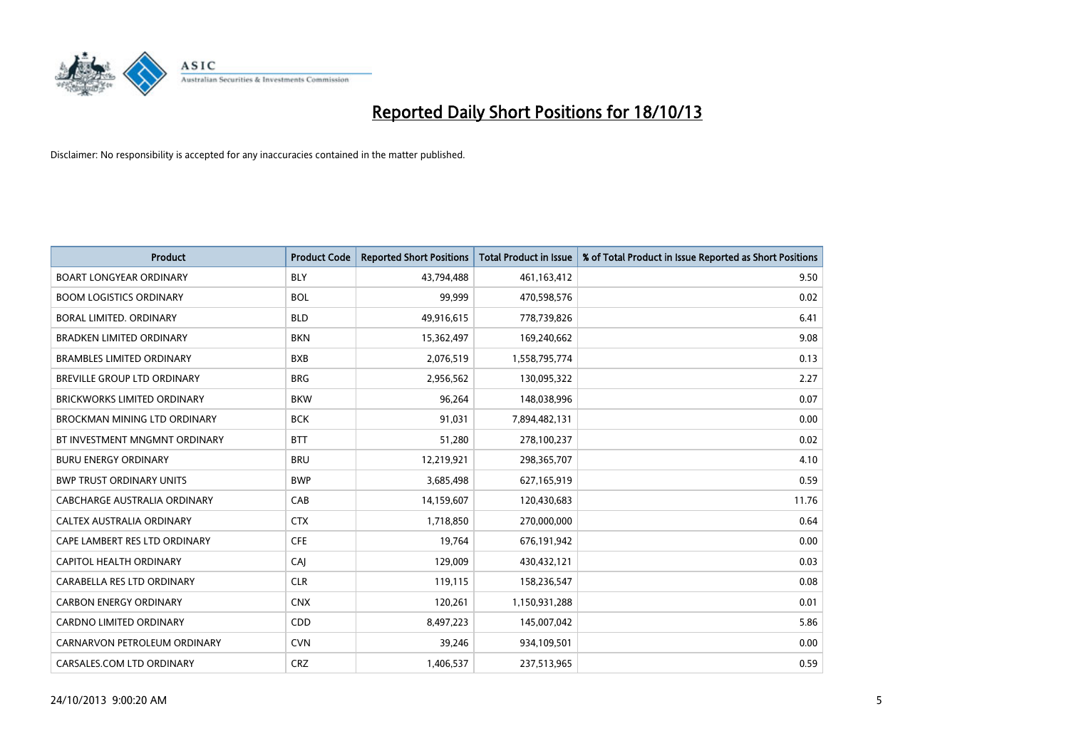# Reported Daily Short Positions for 18/10/13

Disclaimer: No responsibility is accepted for any inaccuracies contained in the matter published.

| Product | Product Code | Reported Short Positions | Total Product in Issue | % of Total Product in Issue Reported as Short Positions |
|---|---|---|---|---|
| BOART LONGYEAR ORDINARY | BLY | 43,794,488 | 461,163,412 | 9.50 |
| BOOM LOGISTICS ORDINARY | BOL | 99,999 | 470,598,576 | 0.02 |
| BORAL LIMITED. ORDINARY | BLD | 49,916,615 | 778,739,826 | 6.41 |
| BRADKEN LIMITED ORDINARY | BKN | 15,362,497 | 169,240,662 | 9.08 |
| BRAMBLES LIMITED ORDINARY | BXB | 2,076,519 | 1,558,795,774 | 0.13 |
| BREVILLE GROUP LTD ORDINARY | BRG | 2,956,562 | 130,095,322 | 2.27 |
| BRICKWORKS LIMITED ORDINARY | BKW | 96,264 | 148,038,996 | 0.07 |
| BROCKMAN MINING LTD ORDINARY | BCK | 91,031 | 7,894,482,131 | 0.00 |
| BT INVESTMENT MNGMNT ORDINARY | BTT | 51,280 | 278,100,237 | 0.02 |
| BURU ENERGY ORDINARY | BRU | 12,219,921 | 298,365,707 | 4.10 |
| BWP TRUST ORDINARY UNITS | BWP | 3,685,498 | 627,165,919 | 0.59 |
| CABCHARGE AUSTRALIA ORDINARY | CAB | 14,159,607 | 120,430,683 | 11.76 |
| CALTEX AUSTRALIA ORDINARY | CTX | 1,718,850 | 270,000,000 | 0.64 |
| CAPE LAMBERT RES LTD ORDINARY | CFE | 19,764 | 676,191,942 | 0.00 |
| CAPITOL HEALTH ORDINARY | CAJ | 129,009 | 430,432,121 | 0.03 |
| CARABELLA RES LTD ORDINARY | CLR | 119,115 | 158,236,547 | 0.08 |
| CARBON ENERGY ORDINARY | CNX | 120,261 | 1,150,931,288 | 0.01 |
| CARDNO LIMITED ORDINARY | CDD | 8,497,223 | 145,007,042 | 5.86 |
| CARNARVON PETROLEUM ORDINARY | CVN | 39,246 | 934,109,501 | 0.00 |
| CARSALES.COM LTD ORDINARY | CRZ | 1,406,537 | 237,513,965 | 0.59 |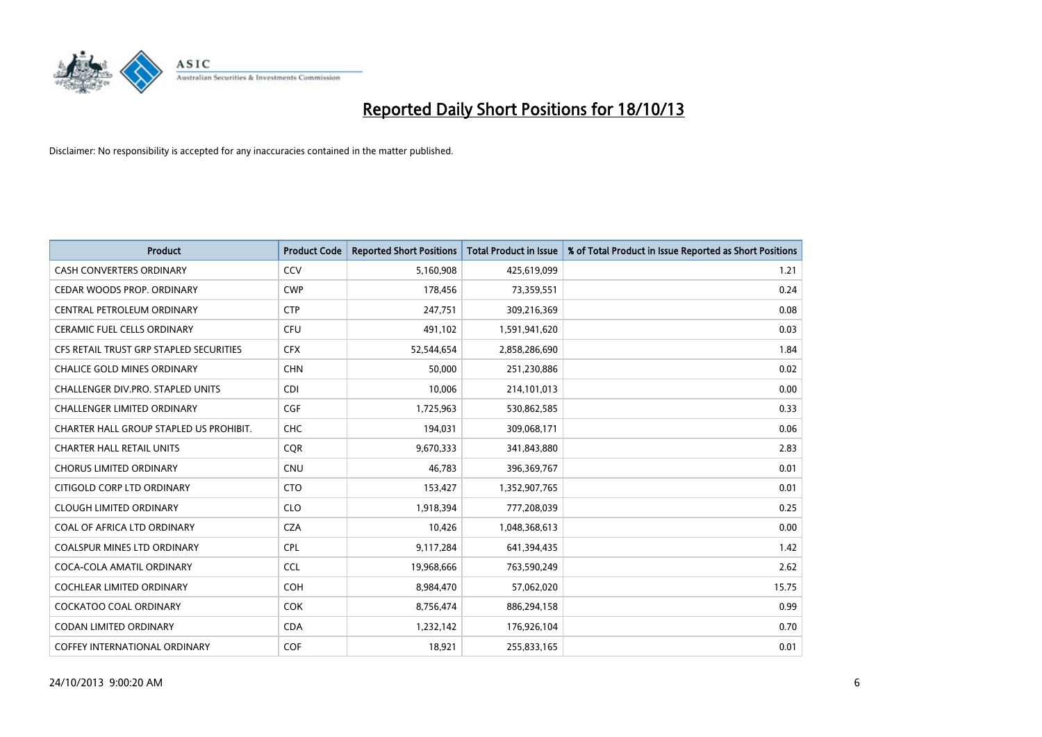# Reported Daily Short Positions for 18/10/13

Disclaimer: No responsibility is accepted for any inaccuracies contained in the matter published.

| Product | Product Code | Reported Short Positions | Total Product in Issue | % of Total Product in Issue Reported as Short Positions |
|---|---|---|---|---|
| CASH CONVERTERS ORDINARY | CCV | 5,160,908 | 425,619,099 | 1.21 |
| CEDAR WOODS PROP. ORDINARY | CWP | 178,456 | 73,359,551 | 0.24 |
| CENTRAL PETROLEUM ORDINARY | CTP | 247,751 | 309,216,369 | 0.08 |
| CERAMIC FUEL CELLS ORDINARY | CFU | 491,102 | 1,591,941,620 | 0.03 |
| CFS RETAIL TRUST GRP STAPLED SECURITIES | CFX | 52,544,654 | 2,858,286,690 | 1.84 |
| CHALICE GOLD MINES ORDINARY | CHN | 50,000 | 251,230,886 | 0.02 |
| CHALLENGER DIV.PRO. STAPLED UNITS | CDI | 10,006 | 214,101,013 | 0.00 |
| CHALLENGER LIMITED ORDINARY | CGF | 1,725,963 | 530,862,585 | 0.33 |
| CHARTER HALL GROUP STAPLED US PROHIBIT. | CHC | 194,031 | 309,068,171 | 0.06 |
| CHARTER HALL RETAIL UNITS | CQR | 9,670,333 | 341,843,880 | 2.83 |
| CHORUS LIMITED ORDINARY | CNU | 46,783 | 396,369,767 | 0.01 |
| CITIGOLD CORP LTD ORDINARY | CTO | 153,427 | 1,352,907,765 | 0.01 |
| CLOUGH LIMITED ORDINARY | CLO | 1,918,394 | 777,208,039 | 0.25 |
| COAL OF AFRICA LTD ORDINARY | CZA | 10,426 | 1,048,368,613 | 0.00 |
| COALSPUR MINES LTD ORDINARY | CPL | 9,117,284 | 641,394,435 | 1.42 |
| COCA-COLA AMATIL ORDINARY | CCL | 19,968,666 | 763,590,249 | 2.62 |
| COCHLEAR LIMITED ORDINARY | COH | 8,984,470 | 57,062,020 | 15.75 |
| COCKATOO COAL ORDINARY | COK | 8,756,474 | 886,294,158 | 0.99 |
| CODAN LIMITED ORDINARY | CDA | 1,232,142 | 176,926,104 | 0.70 |
| COFFEY INTERNATIONAL ORDINARY | COF | 18,921 | 255,833,165 | 0.01 |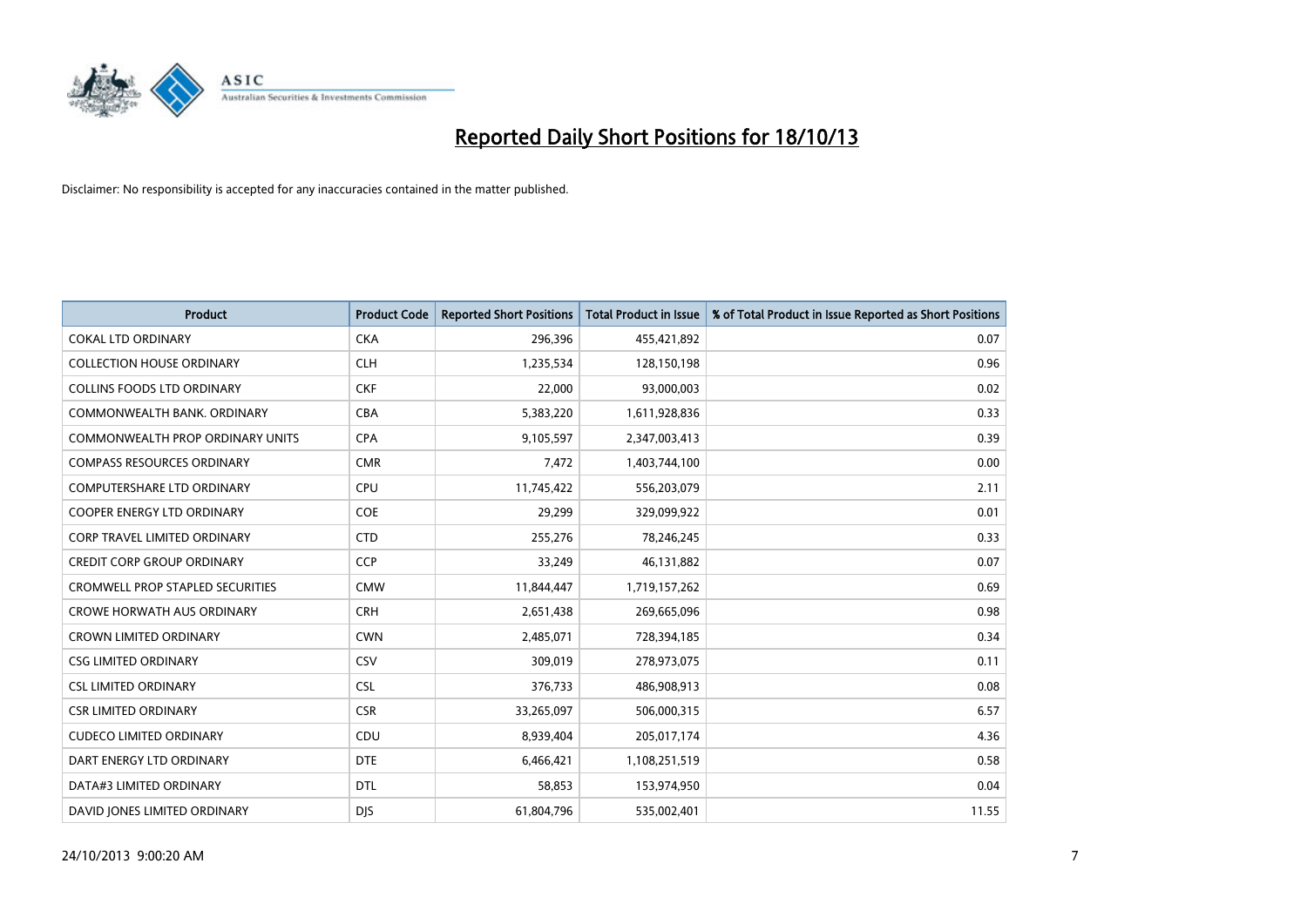# Reported Daily Short Positions for 18/10/13

Disclaimer: No responsibility is accepted for any inaccuracies contained in the matter published.

| Product | Product Code | Reported Short Positions | Total Product in Issue | % of Total Product in Issue Reported as Short Positions |
|---|---|---|---|---|
| COKAL LTD ORDINARY | CKA | 296,396 | 455,421,892 | 0.07 |
| COLLECTION HOUSE ORDINARY | CLH | 1,235,534 | 128,150,198 | 0.96 |
| COLLINS FOODS LTD ORDINARY | CKF | 22,000 | 93,000,003 | 0.02 |
| COMMONWEALTH BANK. ORDINARY | CBA | 5,383,220 | 1,611,928,836 | 0.33 |
| COMMONWEALTH PROP ORDINARY UNITS | CPA | 9,105,597 | 2,347,003,413 | 0.39 |
| COMPASS RESOURCES ORDINARY | CMR | 7,472 | 1,403,744,100 | 0.00 |
| COMPUTERSHARE LTD ORDINARY | CPU | 11,745,422 | 556,203,079 | 2.11 |
| COOPER ENERGY LTD ORDINARY | COE | 29,299 | 329,099,922 | 0.01 |
| CORP TRAVEL LIMITED ORDINARY | CTD | 255,276 | 78,246,245 | 0.33 |
| CREDIT CORP GROUP ORDINARY | CCP | 33,249 | 46,131,882 | 0.07 |
| CROMWELL PROP STAPLED SECURITIES | CMW | 11,844,447 | 1,719,157,262 | 0.69 |
| CROWE HORWATH AUS ORDINARY | CRH | 2,651,438 | 269,665,096 | 0.98 |
| CROWN LIMITED ORDINARY | CWN | 2,485,071 | 728,394,185 | 0.34 |
| CSG LIMITED ORDINARY | CSV | 309,019 | 278,973,075 | 0.11 |
| CSL LIMITED ORDINARY | CSL | 376,733 | 486,908,913 | 0.08 |
| CSR LIMITED ORDINARY | CSR | 33,265,097 | 506,000,315 | 6.57 |
| CUDECO LIMITED ORDINARY | CDU | 8,939,404 | 205,017,174 | 4.36 |
| DART ENERGY LTD ORDINARY | DTE | 6,466,421 | 1,108,251,519 | 0.58 |
| DATA#3 LIMITED ORDINARY | DTL | 58,853 | 153,974,950 | 0.04 |
| DAVID JONES LIMITED ORDINARY | DJS | 61,804,796 | 535,002,401 | 11.55 |

24/10/2013 9:00:20 AM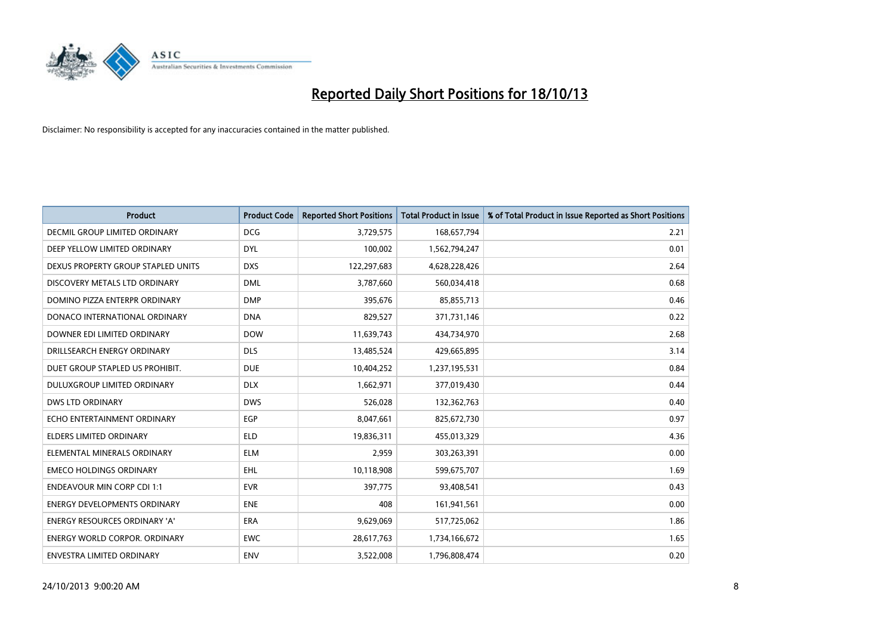# Reported Daily Short Positions for 18/10/13

Disclaimer: No responsibility is accepted for any inaccuracies contained in the matter published.

| Product | Product Code | Reported Short Positions | Total Product in Issue | % of Total Product in Issue Reported as Short Positions |
|---|---|---|---|---|
| DECMIL GROUP LIMITED ORDINARY | DCG | 3,729,575 | 168,657,794 | 2.21 |
| DEEP YELLOW LIMITED ORDINARY | DYL | 100,002 | 1,562,794,247 | 0.01 |
| DEXUS PROPERTY GROUP STAPLED UNITS | DXS | 122,297,683 | 4,628,228,426 | 2.64 |
| DISCOVERY METALS LTD ORDINARY | DML | 3,787,660 | 560,034,418 | 0.68 |
| DOMINO PIZZA ENTERPR ORDINARY | DMP | 395,676 | 85,855,713 | 0.46 |
| DONACO INTERNATIONAL ORDINARY | DNA | 829,527 | 371,731,146 | 0.22 |
| DOWNER EDI LIMITED ORDINARY | DOW | 11,639,743 | 434,734,970 | 2.68 |
| DRILLSEARCH ENERGY ORDINARY | DLS | 13,485,524 | 429,665,895 | 3.14 |
| DUET GROUP STAPLED US PROHIBIT. | DUE | 10,404,252 | 1,237,195,531 | 0.84 |
| DULUXGROUP LIMITED ORDINARY | DLX | 1,662,971 | 377,019,430 | 0.44 |
| DWS LTD ORDINARY | DWS | 526,028 | 132,362,763 | 0.40 |
| ECHO ENTERTAINMENT ORDINARY | EGP | 8,047,661 | 825,672,730 | 0.97 |
| ELDERS LIMITED ORDINARY | ELD | 19,836,311 | 455,013,329 | 4.36 |
| ELEMENTAL MINERALS ORDINARY | ELM | 2,959 | 303,263,391 | 0.00 |
| EMECO HOLDINGS ORDINARY | EHL | 10,118,908 | 599,675,707 | 1.69 |
| ENDEAVOUR MIN CORP CDI 1:1 | EVR | 397,775 | 93,408,541 | 0.43 |
| ENERGY DEVELOPMENTS ORDINARY | ENE | 408 | 161,941,561 | 0.00 |
| ENERGY RESOURCES ORDINARY 'A' | ERA | 9,629,069 | 517,725,062 | 1.86 |
| ENERGY WORLD CORPOR. ORDINARY | EWC | 28,617,763 | 1,734,166,672 | 1.65 |
| ENVESTRA LIMITED ORDINARY | ENV | 3,522,008 | 1,796,808,474 | 0.20 |

24/10/2013 9:00:20 AM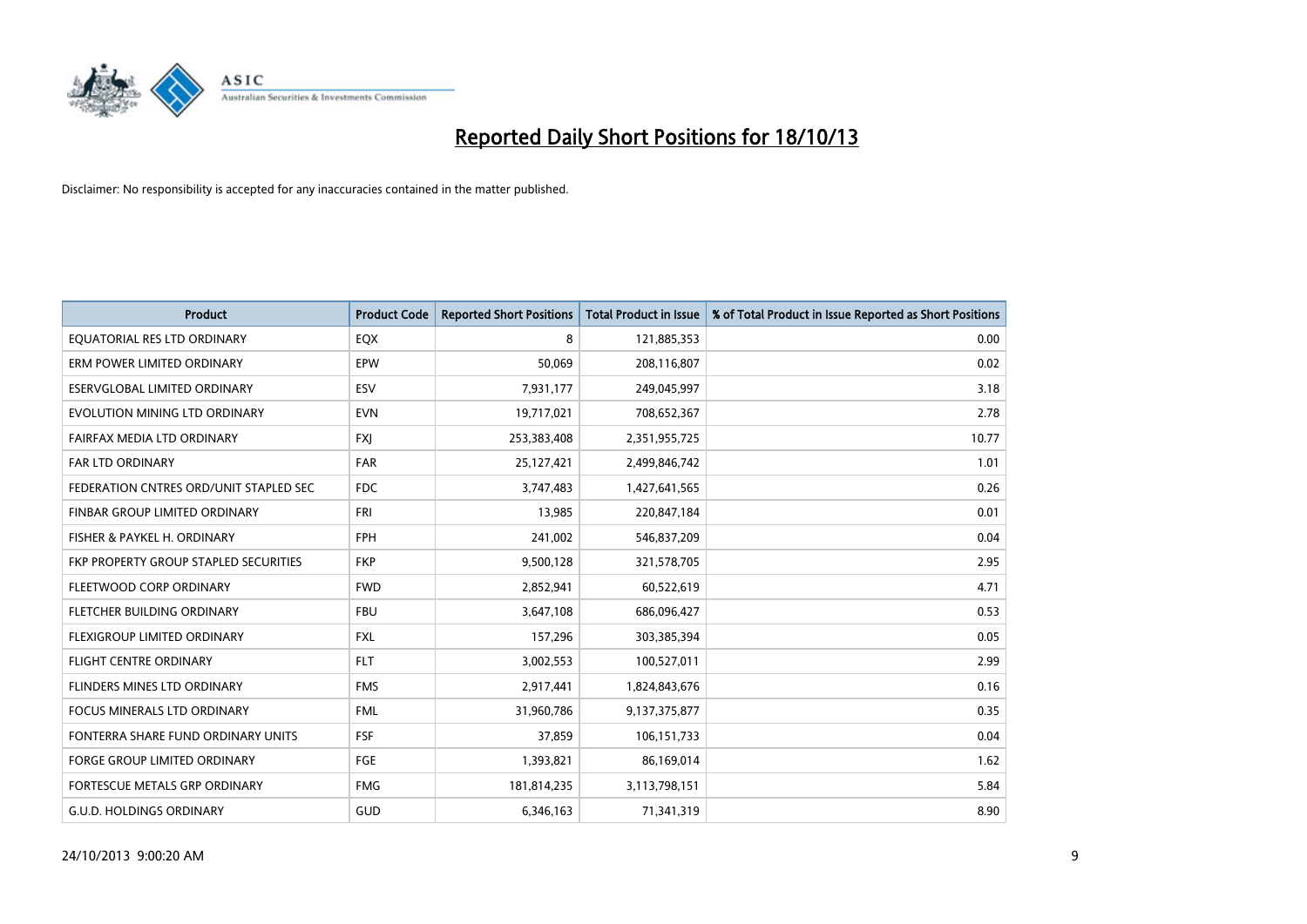# Reported Daily Short Positions for 18/10/13

Disclaimer: No responsibility is accepted for any inaccuracies contained in the matter published.

| Product | Product Code | Reported Short Positions | Total Product in Issue | % of Total Product in Issue Reported as Short Positions |
|---|---|---|---|---|
| EQUATORIAL RES LTD ORDINARY | EQX | 8 | 121,885,353 | 0.00 |
| ERM POWER LIMITED ORDINARY | EPW | 50,069 | 208,116,807 | 0.02 |
| ESERVGLOBAL LIMITED ORDINARY | ESV | 7,931,177 | 249,045,997 | 3.18 |
| EVOLUTION MINING LTD ORDINARY | EVN | 19,717,021 | 708,652,367 | 2.78 |
| FAIRFAX MEDIA LTD ORDINARY | FXJ | 253,383,408 | 2,351,955,725 | 10.77 |
| FAR LTD ORDINARY | FAR | 25,127,421 | 2,499,846,742 | 1.01 |
| FEDERATION CNTRES ORD/UNIT STAPLED SEC | FDC | 3,747,483 | 1,427,641,565 | 0.26 |
| FINBAR GROUP LIMITED ORDINARY | FRI | 13,985 | 220,847,184 | 0.01 |
| FISHER & PAYKEL H. ORDINARY | FPH | 241,002 | 546,837,209 | 0.04 |
| FKP PROPERTY GROUP STAPLED SECURITIES | FKP | 9,500,128 | 321,578,705 | 2.95 |
| FLEETWOOD CORP ORDINARY | FWD | 2,852,941 | 60,522,619 | 4.71 |
| FLETCHER BUILDING ORDINARY | FBU | 3,647,108 | 686,096,427 | 0.53 |
| FLEXIGROUP LIMITED ORDINARY | FXL | 157,296 | 303,385,394 | 0.05 |
| FLIGHT CENTRE ORDINARY | FLT | 3,002,553 | 100,527,011 | 2.99 |
| FLINDERS MINES LTD ORDINARY | FMS | 2,917,441 | 1,824,843,676 | 0.16 |
| FOCUS MINERALS LTD ORDINARY | FML | 31,960,786 | 9,137,375,877 | 0.35 |
| FONTERRA SHARE FUND ORDINARY UNITS | FSF | 37,859 | 106,151,733 | 0.04 |
| FORGE GROUP LIMITED ORDINARY | FGE | 1,393,821 | 86,169,014 | 1.62 |
| FORTESCUE METALS GRP ORDINARY | FMG | 181,814,235 | 3,113,798,151 | 5.84 |
| G.U.D. HOLDINGS ORDINARY | GUD | 6,346,163 | 71,341,319 | 8.90 |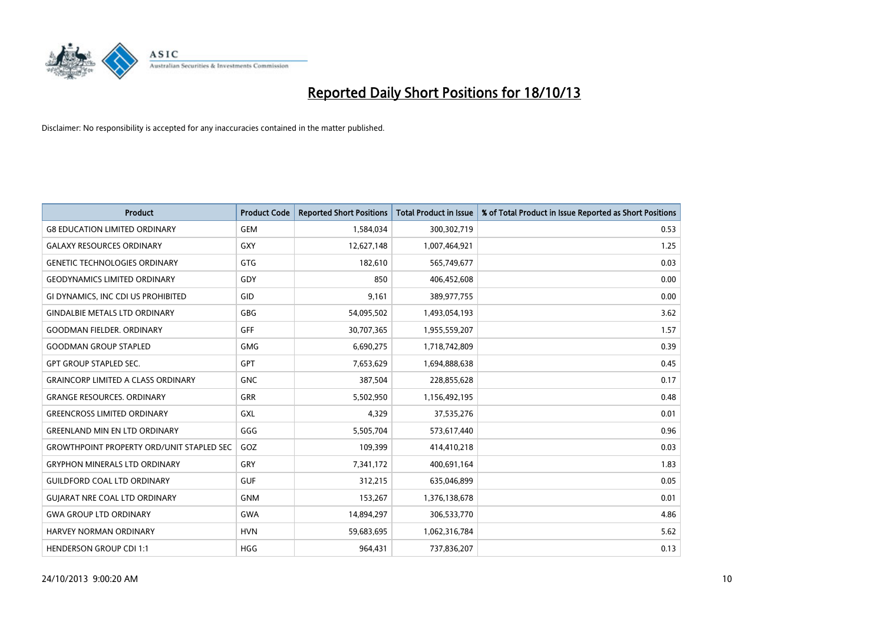# Reported Daily Short Positions for 18/10/13

Disclaimer: No responsibility is accepted for any inaccuracies contained in the matter published.

| Product | Product Code | Reported Short Positions | Total Product in Issue | % of Total Product in Issue Reported as Short Positions |
|---|---|---|---|---|
| G8 EDUCATION LIMITED ORDINARY | GEM | 1,584,034 | 300,302,719 | 0.53 |
| GALAXY RESOURCES ORDINARY | GXY | 12,627,148 | 1,007,464,921 | 1.25 |
| GENETIC TECHNOLOGIES ORDINARY | GTG | 182,610 | 565,749,677 | 0.03 |
| GEODYNAMICS LIMITED ORDINARY | GDY | 850 | 406,452,608 | 0.00 |
| GI DYNAMICS, INC CDI US PROHIBITED | GID | 9,161 | 389,977,755 | 0.00 |
| GINDALBIE METALS LTD ORDINARY | GBG | 54,095,502 | 1,493,054,193 | 3.62 |
| GOODMAN FIELDER. ORDINARY | GFF | 30,707,365 | 1,955,559,207 | 1.57 |
| GOODMAN GROUP STAPLED | GMG | 6,690,275 | 1,718,742,809 | 0.39 |
| GPT GROUP STAPLED SEC. | GPT | 7,653,629 | 1,694,888,638 | 0.45 |
| GRAINCORP LIMITED A CLASS ORDINARY | GNC | 387,504 | 228,855,628 | 0.17 |
| GRANGE RESOURCES. ORDINARY | GRR | 5,502,950 | 1,156,492,195 | 0.48 |
| GREENCROSS LIMITED ORDINARY | GXL | 4,329 | 37,535,276 | 0.01 |
| GREENLAND MIN EN LTD ORDINARY | GGG | 5,505,704 | 573,617,440 | 0.96 |
| GROWTHPOINT PROPERTY ORD/UNIT STAPLED SEC | GOZ | 109,399 | 414,410,218 | 0.03 |
| GRYPHON MINERALS LTD ORDINARY | GRY | 7,341,172 | 400,691,164 | 1.83 |
| GUILDFORD COAL LTD ORDINARY | GUF | 312,215 | 635,046,899 | 0.05 |
| GUJARAT NRE COAL LTD ORDINARY | GNM | 153,267 | 1,376,138,678 | 0.01 |
| GWA GROUP LTD ORDINARY | GWA | 14,894,297 | 306,533,770 | 4.86 |
| HARVEY NORMAN ORDINARY | HVN | 59,683,695 | 1,062,316,784 | 5.62 |
| HENDERSON GROUP CDI 1:1 | HGG | 964,431 | 737,836,207 | 0.13 |

24/10/2013 9:00:20 AM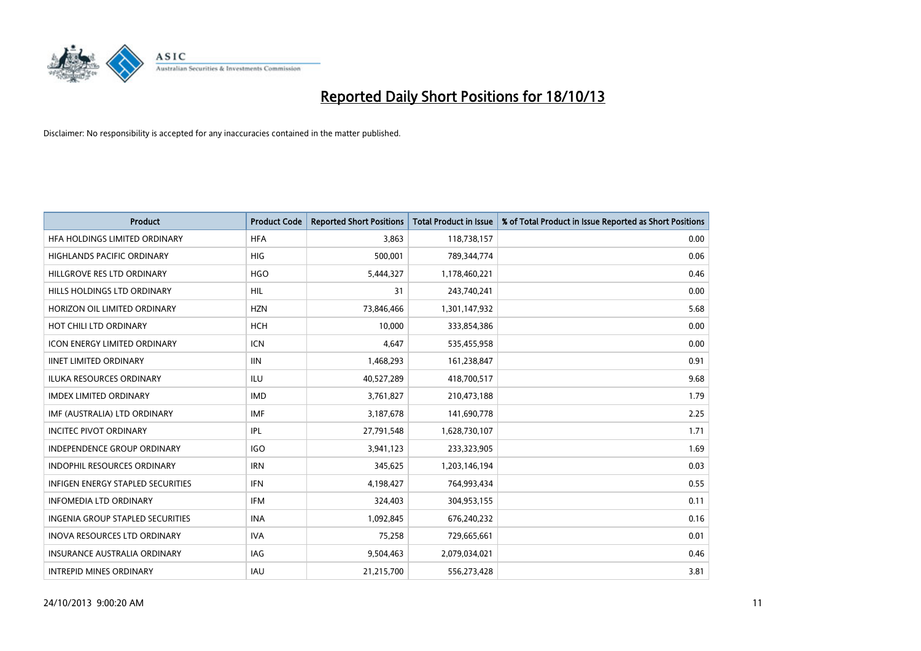# Reported Daily Short Positions for 18/10/13

Disclaimer: No responsibility is accepted for any inaccuracies contained in the matter published.

| Product | Product Code | Reported Short Positions | Total Product in Issue | % of Total Product in Issue Reported as Short Positions |
| --- | --- | --- | --- | --- |
| HFA HOLDINGS LIMITED ORDINARY | HFA | 3,863 | 118,738,157 | 0.00 |
| HIGHLANDS PACIFIC ORDINARY | HIG | 500,001 | 789,344,774 | 0.06 |
| HILLGROVE RES LTD ORDINARY | HGO | 5,444,327 | 1,178,460,221 | 0.46 |
| HILLS HOLDINGS LTD ORDINARY | HIL | 31 | 243,740,241 | 0.00 |
| HORIZON OIL LIMITED ORDINARY | HZN | 73,846,466 | 1,301,147,932 | 5.68 |
| HOT CHILI LTD ORDINARY | HCH | 10,000 | 333,854,386 | 0.00 |
| ICON ENERGY LIMITED ORDINARY | ICN | 4,647 | 535,455,958 | 0.00 |
| IINET LIMITED ORDINARY | IIN | 1,468,293 | 161,238,847 | 0.91 |
| ILUKA RESOURCES ORDINARY | ILU | 40,527,289 | 418,700,517 | 9.68 |
| IMDEX LIMITED ORDINARY | IMD | 3,761,827 | 210,473,188 | 1.79 |
| IMF (AUSTRALIA) LTD ORDINARY | IMF | 3,187,678 | 141,690,778 | 2.25 |
| INCITEC PIVOT ORDINARY | IPL | 27,791,548 | 1,628,730,107 | 1.71 |
| INDEPENDENCE GROUP ORDINARY | IGO | 3,941,123 | 233,323,905 | 1.69 |
| INDOPHIL RESOURCES ORDINARY | IRN | 345,625 | 1,203,146,194 | 0.03 |
| INFIGEN ENERGY STAPLED SECURITIES | IFN | 4,198,427 | 764,993,434 | 0.55 |
| INFOMEDIA LTD ORDINARY | IFM | 324,403 | 304,953,155 | 0.11 |
| INGENIA GROUP STAPLED SECURITIES | INA | 1,092,845 | 676,240,232 | 0.16 |
| INOVA RESOURCES LTD ORDINARY | IVA | 75,258 | 729,665,661 | 0.01 |
| INSURANCE AUSTRALIA ORDINARY | IAG | 9,504,463 | 2,079,034,021 | 0.46 |
| INTREPID MINES ORDINARY | IAU | 21,215,700 | 556,273,428 | 3.81 |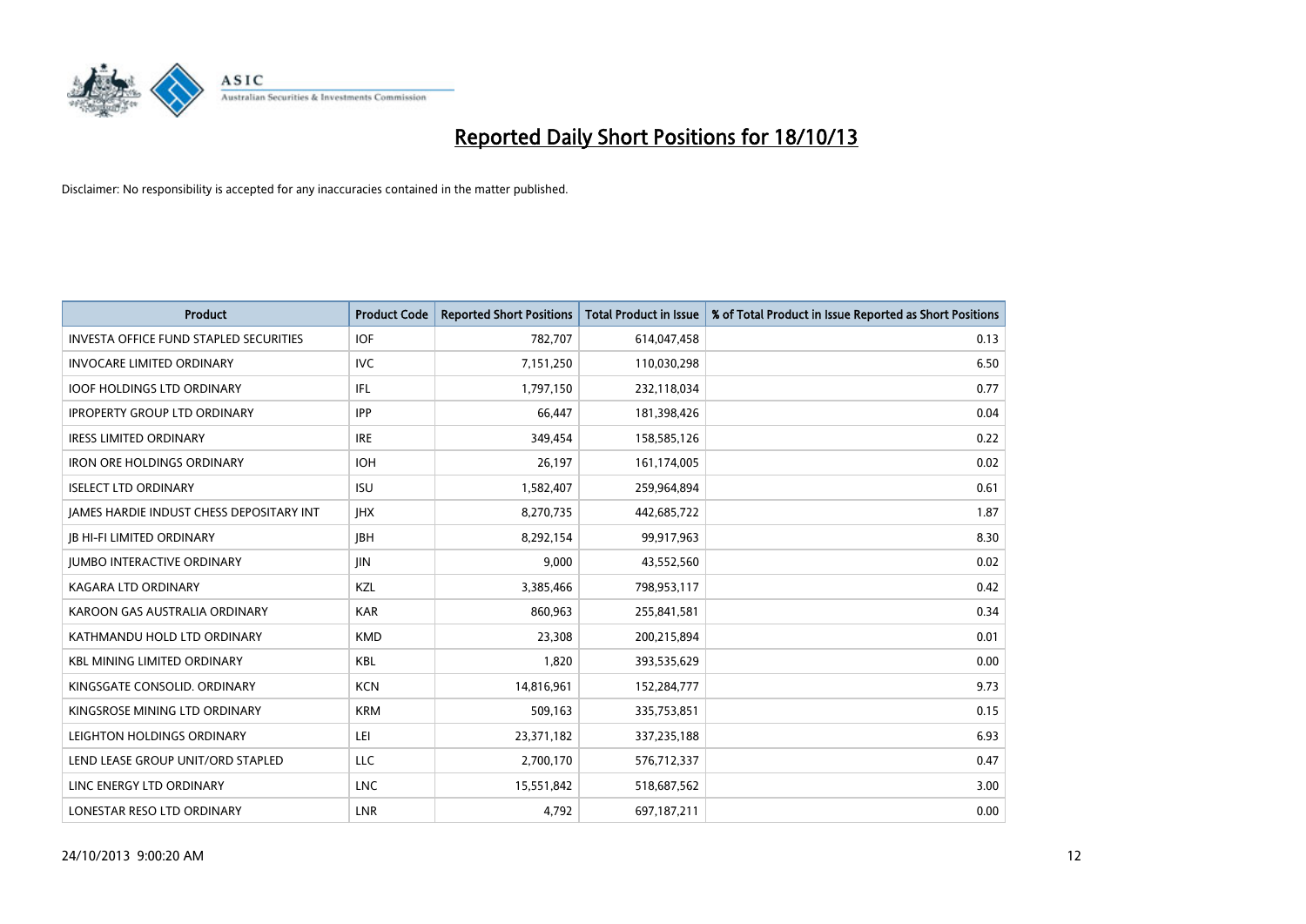# Reported Daily Short Positions for 18/10/13

Disclaimer: No responsibility is accepted for any inaccuracies contained in the matter published.

| Product | Product Code | Reported Short Positions | Total Product in Issue | % of Total Product in Issue Reported as Short Positions |
|---|---|---|---|---|
| INVESTA OFFICE FUND STAPLED SECURITIES | IOF | 782,707 | 614,047,458 | 0.13 |
| INVOCARE LIMITED ORDINARY | IVC | 7,151,250 | 110,030,298 | 6.50 |
| IOOF HOLDINGS LTD ORDINARY | IFL | 1,797,150 | 232,118,034 | 0.77 |
| IPROPERTY GROUP LTD ORDINARY | IPP | 66,447 | 181,398,426 | 0.04 |
| IRESS LIMITED ORDINARY | IRE | 349,454 | 158,585,126 | 0.22 |
| IRON ORE HOLDINGS ORDINARY | IOH | 26,197 | 161,174,005 | 0.02 |
| ISELECT LTD ORDINARY | ISU | 1,582,407 | 259,964,894 | 0.61 |
| JAMES HARDIE INDUST CHESS DEPOSITARY INT | JHX | 8,270,735 | 442,685,722 | 1.87 |
| JB HI-FI LIMITED ORDINARY | JBH | 8,292,154 | 99,917,963 | 8.30 |
| JUMBO INTERACTIVE ORDINARY | JIN | 9,000 | 43,552,560 | 0.02 |
| KAGARA LTD ORDINARY | KZL | 3,385,466 | 798,953,117 | 0.42 |
| KAROON GAS AUSTRALIA ORDINARY | KAR | 860,963 | 255,841,581 | 0.34 |
| KATHMANDU HOLD LTD ORDINARY | KMD | 23,308 | 200,215,894 | 0.01 |
| KBL MINING LIMITED ORDINARY | KBL | 1,820 | 393,535,629 | 0.00 |
| KINGSGATE CONSOLID. ORDINARY | KCN | 14,816,961 | 152,284,777 | 9.73 |
| KINGSROSE MINING LTD ORDINARY | KRM | 509,163 | 335,753,851 | 0.15 |
| LEIGHTON HOLDINGS ORDINARY | LEI | 23,371,182 | 337,235,188 | 6.93 |
| LEND LEASE GROUP UNIT/ORD STAPLED | LLC | 2,700,170 | 576,712,337 | 0.47 |
| LINC ENERGY LTD ORDINARY | LNC | 15,551,842 | 518,687,562 | 3.00 |
| LONESTAR RESO LTD ORDINARY | LNR | 4,792 | 697,187,211 | 0.00 |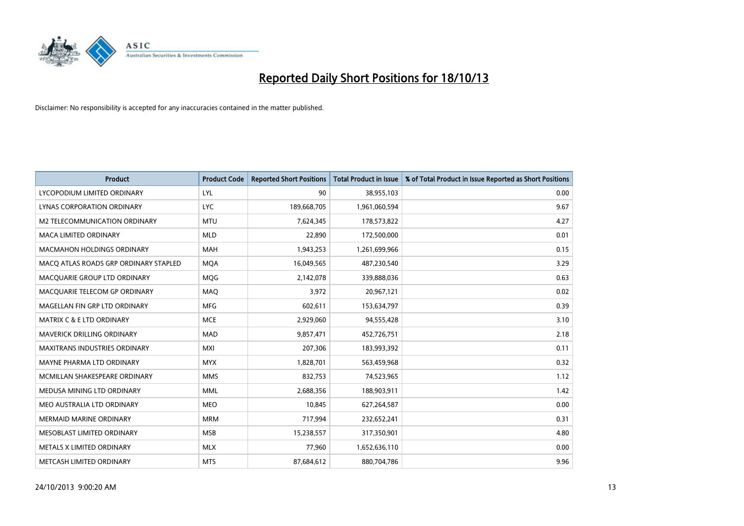# Reported Daily Short Positions for 18/10/13

Disclaimer: No responsibility is accepted for any inaccuracies contained in the matter published.

| Product | Product Code | Reported Short Positions | Total Product in Issue | % of Total Product in Issue Reported as Short Positions |
|---|---|---|---|---|
| LYCOPODIUM LIMITED ORDINARY | LYL | 90 | 38,955,103 | 0.00 |
| LYNAS CORPORATION ORDINARY | LYC | 189,668,705 | 1,961,060,594 | 9.67 |
| M2 TELECOMMUNICATION ORDINARY | MTU | 7,624,345 | 178,573,822 | 4.27 |
| MACA LIMITED ORDINARY | MLD | 22,890 | 172,500,000 | 0.01 |
| MACMAHON HOLDINGS ORDINARY | MAH | 1,943,253 | 1,261,699,966 | 0.15 |
| MACQ ATLAS ROADS GRP ORDINARY STAPLED | MQA | 16,049,565 | 487,230,540 | 3.29 |
| MACQUARIE GROUP LTD ORDINARY | MQG | 2,142,078 | 339,888,036 | 0.63 |
| MACQUARIE TELECOM GP ORDINARY | MAQ | 3,972 | 20,967,121 | 0.02 |
| MAGELLAN FIN GRP LTD ORDINARY | MFG | 602,611 | 153,634,797 | 0.39 |
| MATRIX C & E LTD ORDINARY | MCE | 2,929,060 | 94,555,428 | 3.10 |
| MAVERICK DRILLING ORDINARY | MAD | 9,857,471 | 452,726,751 | 2.18 |
| MAXITRANS INDUSTRIES ORDINARY | MXI | 207,306 | 183,993,392 | 0.11 |
| MAYNE PHARMA LTD ORDINARY | MYX | 1,828,701 | 563,459,968 | 0.32 |
| MCMILLAN SHAKESPEARE ORDINARY | MMS | 832,753 | 74,523,965 | 1.12 |
| MEDUSA MINING LTD ORDINARY | MML | 2,688,356 | 188,903,911 | 1.42 |
| MEO AUSTRALIA LTD ORDINARY | MEO | 10,845 | 627,264,587 | 0.00 |
| MERMAID MARINE ORDINARY | MRM | 717,994 | 232,652,241 | 0.31 |
| MESOBLAST LIMITED ORDINARY | MSB | 15,238,557 | 317,350,901 | 4.80 |
| METALS X LIMITED ORDINARY | MLX | 77,960 | 1,652,636,110 | 0.00 |
| METCASH LIMITED ORDINARY | MTS | 87,684,612 | 880,704,786 | 9.96 |

24/10/2013 9:00:20 AM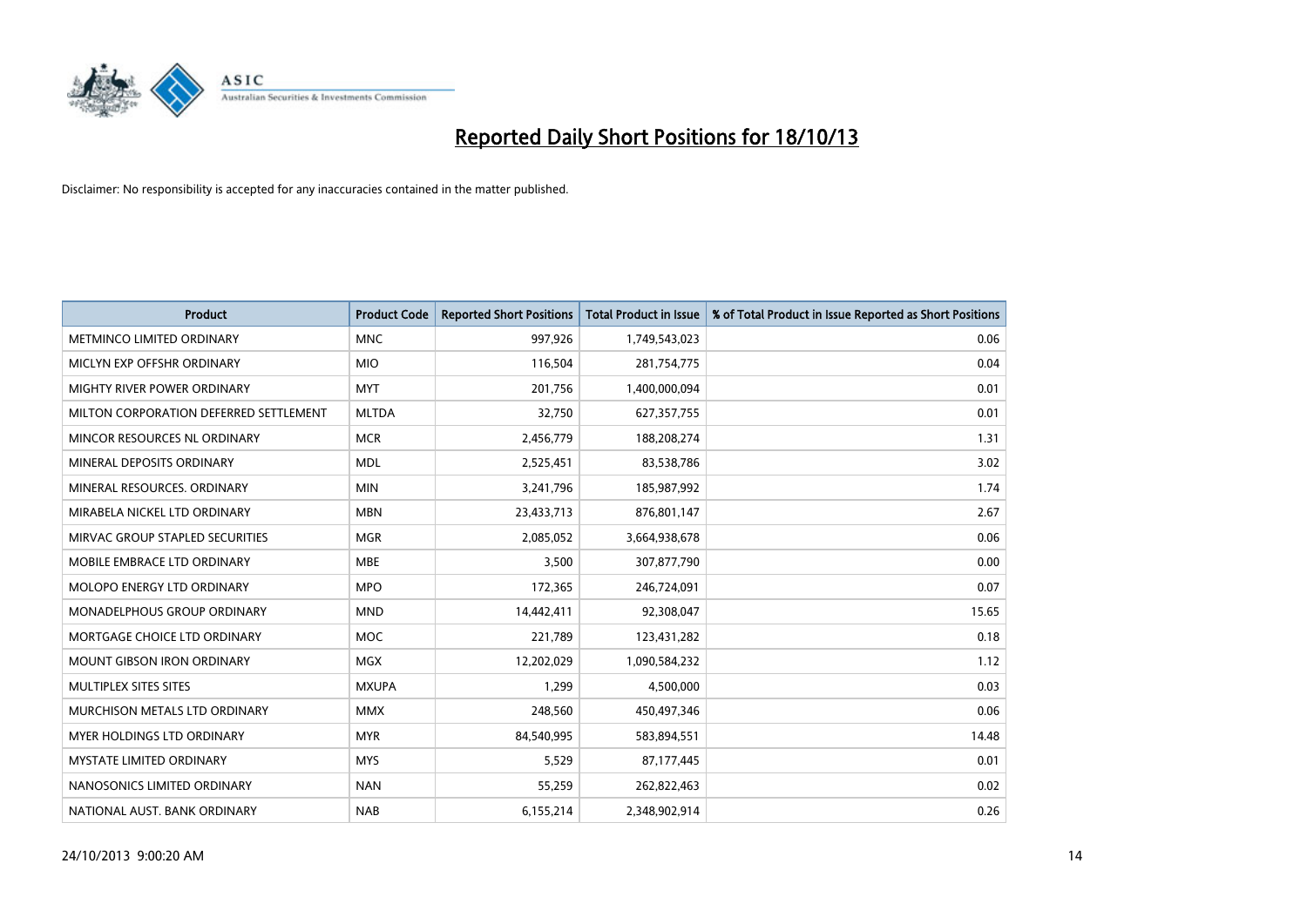# Reported Daily Short Positions for 18/10/13

Disclaimer: No responsibility is accepted for any inaccuracies contained in the matter published.

| Product | Product Code | Reported Short Positions | Total Product in Issue | % of Total Product in Issue Reported as Short Positions |
|---|---|---|---|---|
| METMINCO LIMITED ORDINARY | MNC | 997,926 | 1,749,543,023 | 0.06 |
| MICLYN EXP OFFSHR ORDINARY | MIO | 116,504 | 281,754,775 | 0.04 |
| MIGHTY RIVER POWER ORDINARY | MYT | 201,756 | 1,400,000,094 | 0.01 |
| MILTON CORPORATION DEFERRED SETTLEMENT | MLTDA | 32,750 | 627,357,755 | 0.01 |
| MINCOR RESOURCES NL ORDINARY | MCR | 2,456,779 | 188,208,274 | 1.31 |
| MINERAL DEPOSITS ORDINARY | MDL | 2,525,451 | 83,538,786 | 3.02 |
| MINERAL RESOURCES. ORDINARY | MIN | 3,241,796 | 185,987,992 | 1.74 |
| MIRABELA NICKEL LTD ORDINARY | MBN | 23,433,713 | 876,801,147 | 2.67 |
| MIRVAC GROUP STAPLED SECURITIES | MGR | 2,085,052 | 3,664,938,678 | 0.06 |
| MOBILE EMBRACE LTD ORDINARY | MBE | 3,500 | 307,877,790 | 0.00 |
| MOLOPO ENERGY LTD ORDINARY | MPO | 172,365 | 246,724,091 | 0.07 |
| MONADELPHOUS GROUP ORDINARY | MND | 14,442,411 | 92,308,047 | 15.65 |
| MORTGAGE CHOICE LTD ORDINARY | MOC | 221,789 | 123,431,282 | 0.18 |
| MOUNT GIBSON IRON ORDINARY | MGX | 12,202,029 | 1,090,584,232 | 1.12 |
| MULTIPLEX SITES SITES | MXUPA | 1,299 | 4,500,000 | 0.03 |
| MURCHISON METALS LTD ORDINARY | MMX | 248,560 | 450,497,346 | 0.06 |
| MYER HOLDINGS LTD ORDINARY | MYR | 84,540,995 | 583,894,551 | 14.48 |
| MYSTATE LIMITED ORDINARY | MYS | 5,529 | 87,177,445 | 0.01 |
| NANOSONICS LIMITED ORDINARY | NAN | 55,259 | 262,822,463 | 0.02 |
| NATIONAL AUST. BANK ORDINARY | NAB | 6,155,214 | 2,348,902,914 | 0.26 |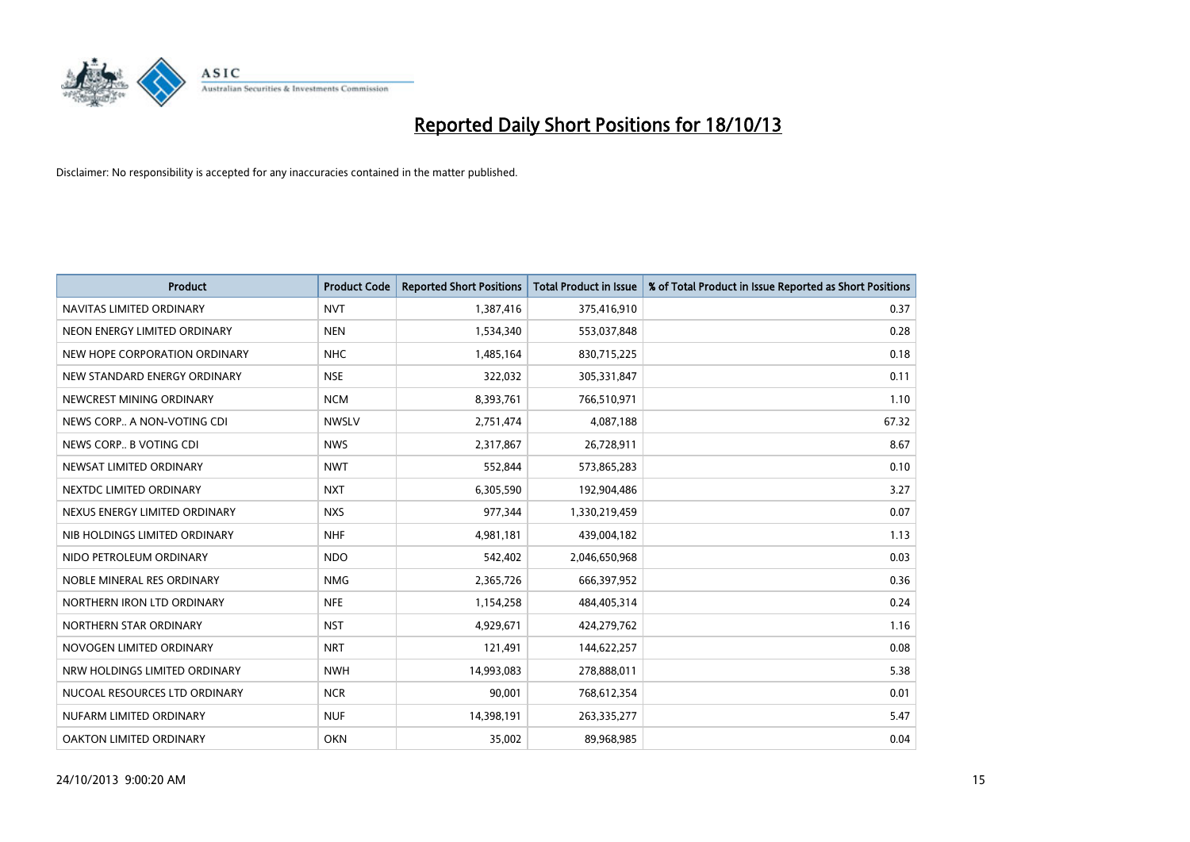# Reported Daily Short Positions for 18/10/13

Disclaimer: No responsibility is accepted for any inaccuracies contained in the matter published.

| Product | Product Code | Reported Short Positions | Total Product in Issue | % of Total Product in Issue Reported as Short Positions |
|---|---|---|---|---|
| NAVITAS LIMITED ORDINARY | NVT | 1,387,416 | 375,416,910 | 0.37 |
| NEON ENERGY LIMITED ORDINARY | NEN | 1,534,340 | 553,037,848 | 0.28 |
| NEW HOPE CORPORATION ORDINARY | NHC | 1,485,164 | 830,715,225 | 0.18 |
| NEW STANDARD ENERGY ORDINARY | NSE | 322,032 | 305,331,847 | 0.11 |
| NEWCREST MINING ORDINARY | NCM | 8,393,761 | 766,510,971 | 1.10 |
| NEWS CORP.. A NON-VOTING CDI | NWSLV | 2,751,474 | 4,087,188 | 67.32 |
| NEWS CORP.. B VOTING CDI | NWS | 2,317,867 | 26,728,911 | 8.67 |
| NEWSAT LIMITED ORDINARY | NWT | 552,844 | 573,865,283 | 0.10 |
| NEXTDC LIMITED ORDINARY | NXT | 6,305,590 | 192,904,486 | 3.27 |
| NEXUS ENERGY LIMITED ORDINARY | NXS | 977,344 | 1,330,219,459 | 0.07 |
| NIB HOLDINGS LIMITED ORDINARY | NHF | 4,981,181 | 439,004,182 | 1.13 |
| NIDO PETROLEUM ORDINARY | NDO | 542,402 | 2,046,650,968 | 0.03 |
| NOBLE MINERAL RES ORDINARY | NMG | 2,365,726 | 666,397,952 | 0.36 |
| NORTHERN IRON LTD ORDINARY | NFE | 1,154,258 | 484,405,314 | 0.24 |
| NORTHERN STAR ORDINARY | NST | 4,929,671 | 424,279,762 | 1.16 |
| NOVOGEN LIMITED ORDINARY | NRT | 121,491 | 144,622,257 | 0.08 |
| NRW HOLDINGS LIMITED ORDINARY | NWH | 14,993,083 | 278,888,011 | 5.38 |
| NUCOAL RESOURCES LTD ORDINARY | NCR | 90,001 | 768,612,354 | 0.01 |
| NUFARM LIMITED ORDINARY | NUF | 14,398,191 | 263,335,277 | 5.47 |
| OAKTON LIMITED ORDINARY | OKN | 35,002 | 89,968,985 | 0.04 |

24/10/2013 9:00:20 AM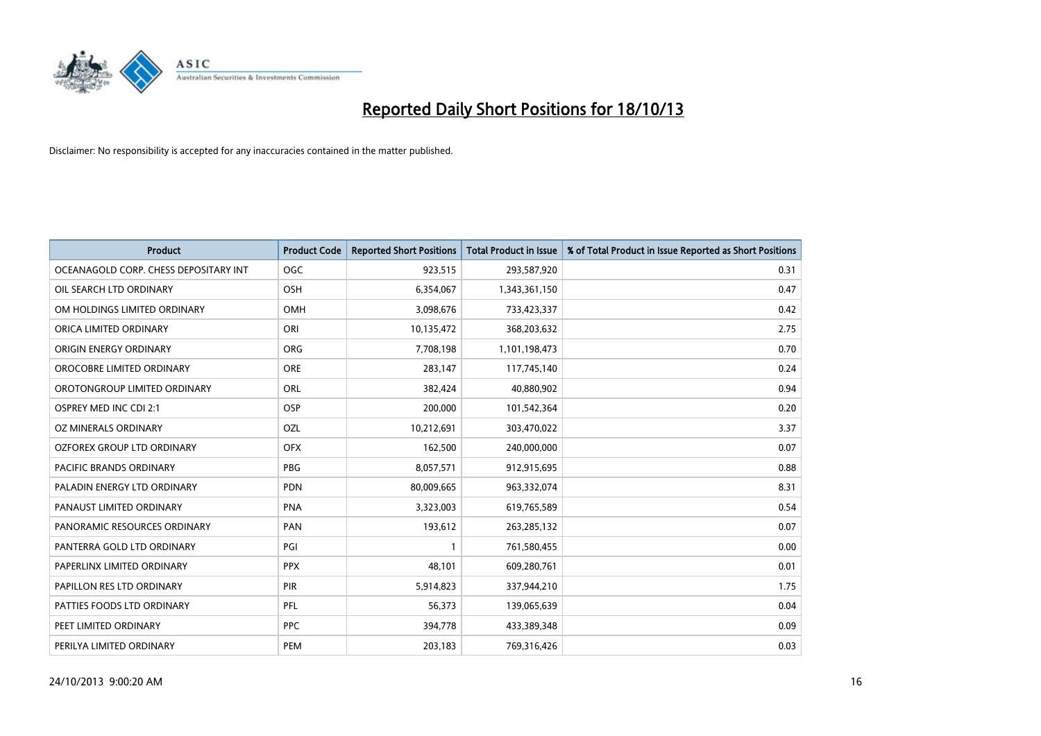# Reported Daily Short Positions for 18/10/13

Disclaimer: No responsibility is accepted for any inaccuracies contained in the matter published.

| Product | Product Code | Reported Short Positions | Total Product in Issue | % of Total Product in Issue Reported as Short Positions |
|---|---|---|---|---|
| OCEANAGOLD CORP. CHESS DEPOSITARY INT | OGC | 923,515 | 293,587,920 | 0.31 |
| OIL SEARCH LTD ORDINARY | OSH | 6,354,067 | 1,343,361,150 | 0.47 |
| OM HOLDINGS LIMITED ORDINARY | OMH | 3,098,676 | 733,423,337 | 0.42 |
| ORICA LIMITED ORDINARY | ORI | 10,135,472 | 368,203,632 | 2.75 |
| ORIGIN ENERGY ORDINARY | ORG | 7,708,198 | 1,101,198,473 | 0.70 |
| OROCOBRE LIMITED ORDINARY | ORE | 283,147 | 117,745,140 | 0.24 |
| OROTONGROUP LIMITED ORDINARY | ORL | 382,424 | 40,880,902 | 0.94 |
| OSPREY MED INC CDI 2:1 | OSP | 200,000 | 101,542,364 | 0.20 |
| OZ MINERALS ORDINARY | OZL | 10,212,691 | 303,470,022 | 3.37 |
| OZFOREX GROUP LTD ORDINARY | OFX | 162,500 | 240,000,000 | 0.07 |
| PACIFIC BRANDS ORDINARY | PBG | 8,057,571 | 912,915,695 | 0.88 |
| PALADIN ENERGY LTD ORDINARY | PDN | 80,009,665 | 963,332,074 | 8.31 |
| PANAUST LIMITED ORDINARY | PNA | 3,323,003 | 619,765,589 | 0.54 |
| PANORAMIC RESOURCES ORDINARY | PAN | 193,612 | 263,285,132 | 0.07 |
| PANTERRA GOLD LTD ORDINARY | PGI | 1 | 761,580,455 | 0.00 |
| PAPERLINX LIMITED ORDINARY | PPX | 48,101 | 609,280,761 | 0.01 |
| PAPILLON RES LTD ORDINARY | PIR | 5,914,823 | 337,944,210 | 1.75 |
| PATTIES FOODS LTD ORDINARY | PFL | 56,373 | 139,065,639 | 0.04 |
| PEET LIMITED ORDINARY | PPC | 394,778 | 433,389,348 | 0.09 |
| PERILYA LIMITED ORDINARY | PEM | 203,183 | 769,316,426 | 0.03 |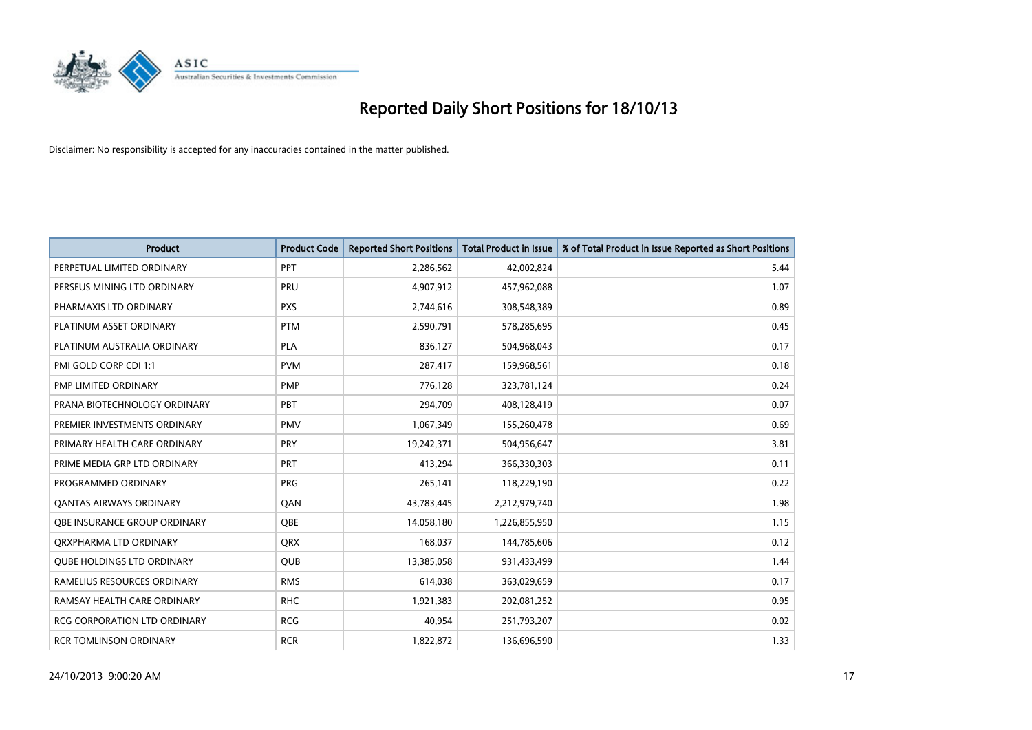# Reported Daily Short Positions for 18/10/13

Disclaimer: No responsibility is accepted for any inaccuracies contained in the matter published.

| Product | Product Code | Reported Short Positions | Total Product in Issue | % of Total Product in Issue Reported as Short Positions |
|---|---|---|---|---|
| PERPETUAL LIMITED ORDINARY | PPT | 2,286,562 | 42,002,824 | 5.44 |
| PERSEUS MINING LTD ORDINARY | PRU | 4,907,912 | 457,962,088 | 1.07 |
| PHARMAXIS LTD ORDINARY | PXS | 2,744,616 | 308,548,389 | 0.89 |
| PLATINUM ASSET ORDINARY | PTM | 2,590,791 | 578,285,695 | 0.45 |
| PLATINUM AUSTRALIA ORDINARY | PLA | 836,127 | 504,968,043 | 0.17 |
| PMI GOLD CORP CDI 1:1 | PVM | 287,417 | 159,968,561 | 0.18 |
| PMP LIMITED ORDINARY | PMP | 776,128 | 323,781,124 | 0.24 |
| PRANA BIOTECHNOLOGY ORDINARY | PBT | 294,709 | 408,128,419 | 0.07 |
| PREMIER INVESTMENTS ORDINARY | PMV | 1,067,349 | 155,260,478 | 0.69 |
| PRIMARY HEALTH CARE ORDINARY | PRY | 19,242,371 | 504,956,647 | 3.81 |
| PRIME MEDIA GRP LTD ORDINARY | PRT | 413,294 | 366,330,303 | 0.11 |
| PROGRAMMED ORDINARY | PRG | 265,141 | 118,229,190 | 0.22 |
| QANTAS AIRWAYS ORDINARY | QAN | 43,783,445 | 2,212,979,740 | 1.98 |
| QBE INSURANCE GROUP ORDINARY | QBE | 14,058,180 | 1,226,855,950 | 1.15 |
| QRXPHARMA LTD ORDINARY | QRX | 168,037 | 144,785,606 | 0.12 |
| QUBE HOLDINGS LTD ORDINARY | QUB | 13,385,058 | 931,433,499 | 1.44 |
| RAMELIUS RESOURCES ORDINARY | RMS | 614,038 | 363,029,659 | 0.17 |
| RAMSAY HEALTH CARE ORDINARY | RHC | 1,921,383 | 202,081,252 | 0.95 |
| RCG CORPORATION LTD ORDINARY | RCG | 40,954 | 251,793,207 | 0.02 |
| RCR TOMLINSON ORDINARY | RCR | 1,822,872 | 136,696,590 | 1.33 |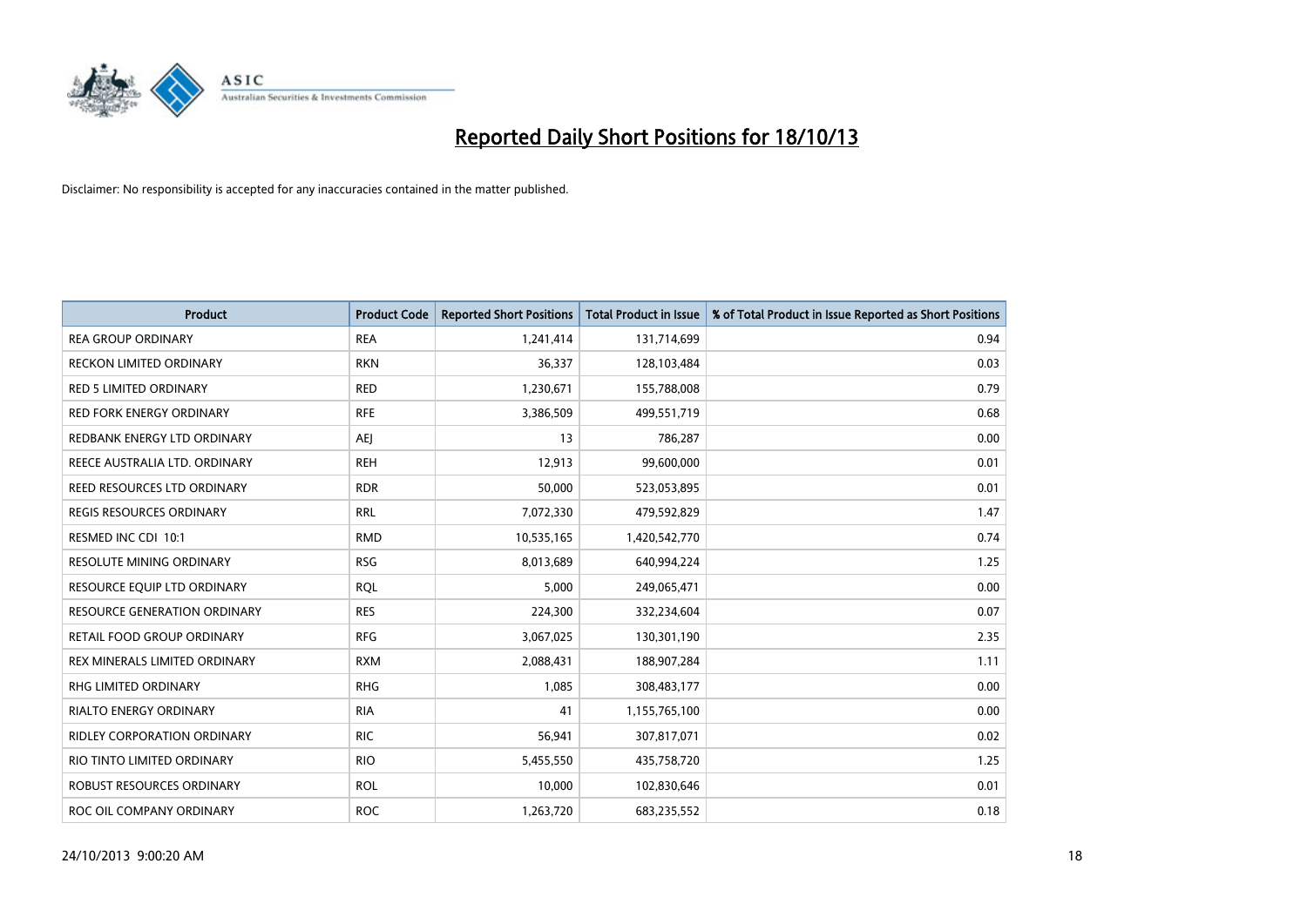# Reported Daily Short Positions for 18/10/13

Disclaimer: No responsibility is accepted for any inaccuracies contained in the matter published.

| Product | Product Code | Reported Short Positions | Total Product in Issue | % of Total Product in Issue Reported as Short Positions |
|---|---|---|---|---|
| REA GROUP ORDINARY | REA | 1,241,414 | 131,714,699 | 0.94 |
| RECKON LIMITED ORDINARY | RKN | 36,337 | 128,103,484 | 0.03 |
| RED 5 LIMITED ORDINARY | RED | 1,230,671 | 155,788,008 | 0.79 |
| RED FORK ENERGY ORDINARY | RFE | 3,386,509 | 499,551,719 | 0.68 |
| REDBANK ENERGY LTD ORDINARY | AEJ | 13 | 786,287 | 0.00 |
| REECE AUSTRALIA LTD. ORDINARY | REH | 12,913 | 99,600,000 | 0.01 |
| REED RESOURCES LTD ORDINARY | RDR | 50,000 | 523,053,895 | 0.01 |
| REGIS RESOURCES ORDINARY | RRL | 7,072,330 | 479,592,829 | 1.47 |
| RESMED INC CDI 10:1 | RMD | 10,535,165 | 1,420,542,770 | 0.74 |
| RESOLUTE MINING ORDINARY | RSG | 8,013,689 | 640,994,224 | 1.25 |
| RESOURCE EQUIP LTD ORDINARY | RQL | 5,000 | 249,065,471 | 0.00 |
| RESOURCE GENERATION ORDINARY | RES | 224,300 | 332,234,604 | 0.07 |
| RETAIL FOOD GROUP ORDINARY | RFG | 3,067,025 | 130,301,190 | 2.35 |
| REX MINERALS LIMITED ORDINARY | RXM | 2,088,431 | 188,907,284 | 1.11 |
| RHG LIMITED ORDINARY | RHG | 1,085 | 308,483,177 | 0.00 |
| RIALTO ENERGY ORDINARY | RIA | 41 | 1,155,765,100 | 0.00 |
| RIDLEY CORPORATION ORDINARY | RIC | 56,941 | 307,817,071 | 0.02 |
| RIO TINTO LIMITED ORDINARY | RIO | 5,455,550 | 435,758,720 | 1.25 |
| ROBUST RESOURCES ORDINARY | ROL | 10,000 | 102,830,646 | 0.01 |
| ROC OIL COMPANY ORDINARY | ROC | 1,263,720 | 683,235,552 | 0.18 |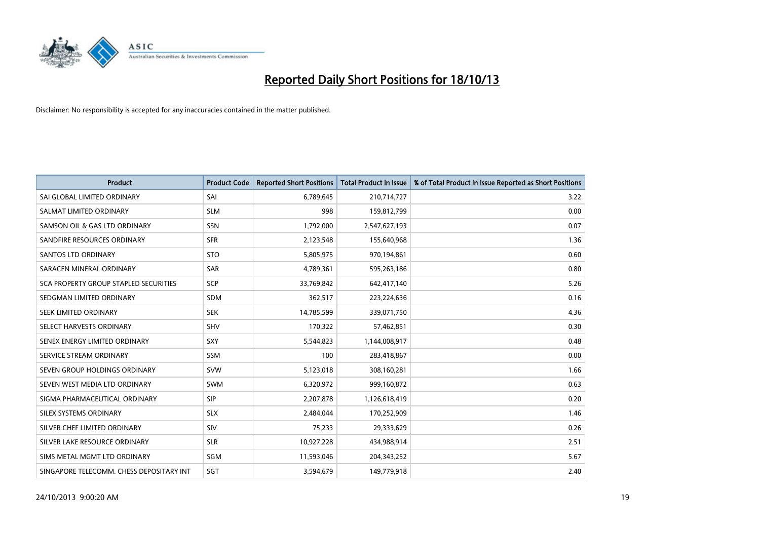# Reported Daily Short Positions for 18/10/13

Disclaimer: No responsibility is accepted for any inaccuracies contained in the matter published.

| Product | Product Code | Reported Short Positions | Total Product in Issue | % of Total Product in Issue Reported as Short Positions |
|---|---|---|---|---|
| SAI GLOBAL LIMITED ORDINARY | SAI | 6,789,645 | 210,714,727 | 3.22 |
| SALMAT LIMITED ORDINARY | SLM | 998 | 159,812,799 | 0.00 |
| SAMSON OIL & GAS LTD ORDINARY | SSN | 1,792,000 | 2,547,627,193 | 0.07 |
| SANDFIRE RESOURCES ORDINARY | SFR | 2,123,548 | 155,640,968 | 1.36 |
| SANTOS LTD ORDINARY | STO | 5,805,975 | 970,194,861 | 0.60 |
| SARACEN MINERAL ORDINARY | SAR | 4,789,361 | 595,263,186 | 0.80 |
| SCA PROPERTY GROUP STAPLED SECURITIES | SCP | 33,769,842 | 642,417,140 | 5.26 |
| SEDGMAN LIMITED ORDINARY | SDM | 362,517 | 223,224,636 | 0.16 |
| SEEK LIMITED ORDINARY | SEK | 14,785,599 | 339,071,750 | 4.36 |
| SELECT HARVESTS ORDINARY | SHV | 170,322 | 57,462,851 | 0.30 |
| SENEX ENERGY LIMITED ORDINARY | SXY | 5,544,823 | 1,144,008,917 | 0.48 |
| SERVICE STREAM ORDINARY | SSM | 100 | 283,418,867 | 0.00 |
| SEVEN GROUP HOLDINGS ORDINARY | SVW | 5,123,018 | 308,160,281 | 1.66 |
| SEVEN WEST MEDIA LTD ORDINARY | SWM | 6,320,972 | 999,160,872 | 0.63 |
| SIGMA PHARMACEUTICAL ORDINARY | SIP | 2,207,878 | 1,126,618,419 | 0.20 |
| SILEX SYSTEMS ORDINARY | SLX | 2,484,044 | 170,252,909 | 1.46 |
| SILVER CHEF LIMITED ORDINARY | SIV | 75,233 | 29,333,629 | 0.26 |
| SILVER LAKE RESOURCE ORDINARY | SLR | 10,927,228 | 434,988,914 | 2.51 |
| SIMS METAL MGMT LTD ORDINARY | SGM | 11,593,046 | 204,343,252 | 5.67 |
| SINGAPORE TELECOMM. CHESS DEPOSITARY INT | SGT | 3,594,679 | 149,779,918 | 2.40 |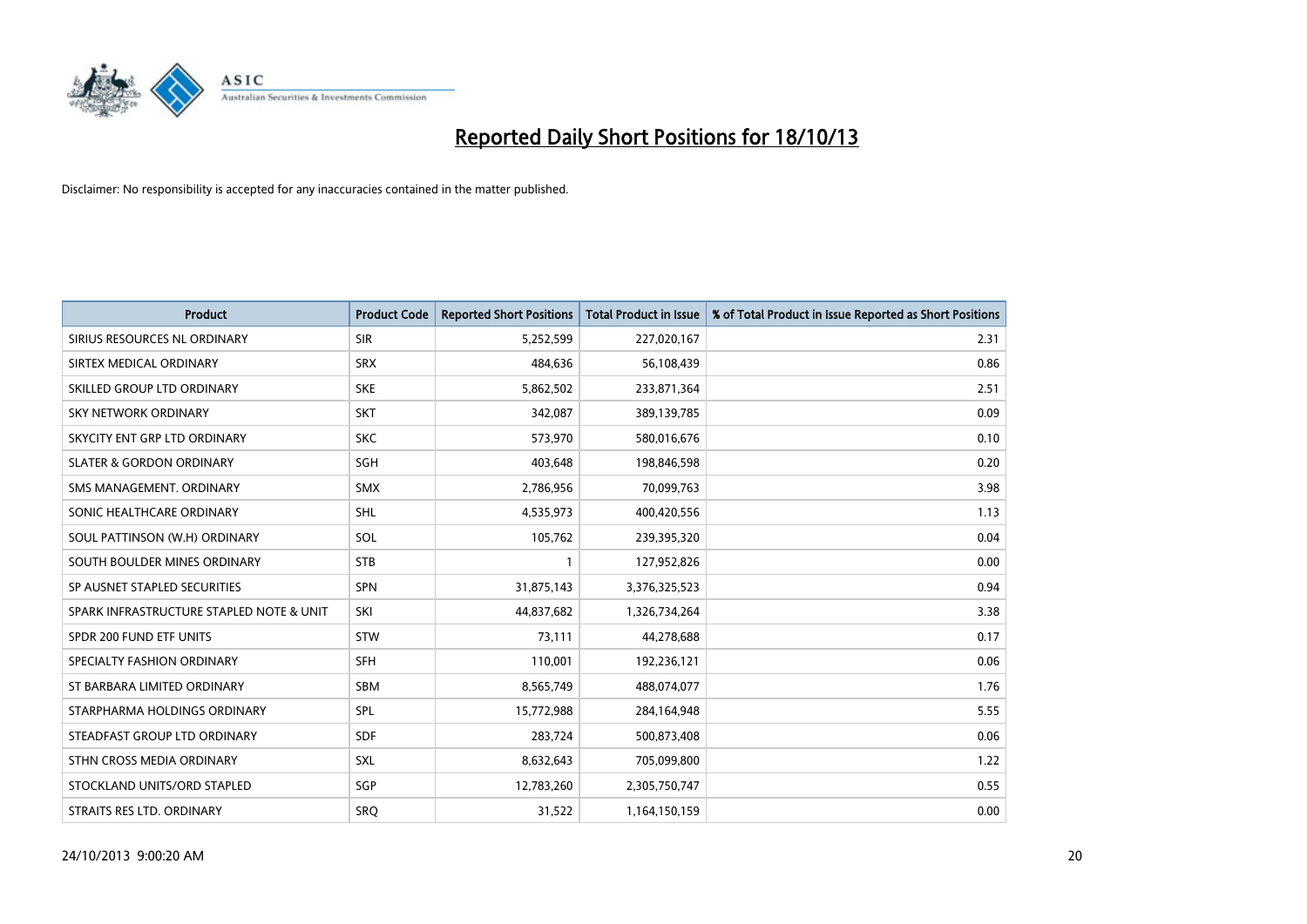# Reported Daily Short Positions for 18/10/13

Disclaimer: No responsibility is accepted for any inaccuracies contained in the matter published.

| Product | Product Code | Reported Short Positions | Total Product in Issue | % of Total Product in Issue Reported as Short Positions |
|---|---|---|---|---|
| SIRIUS RESOURCES NL ORDINARY | SIR | 5,252,599 | 227,020,167 | 2.31 |
| SIRTEX MEDICAL ORDINARY | SRX | 484,636 | 56,108,439 | 0.86 |
| SKILLED GROUP LTD ORDINARY | SKE | 5,862,502 | 233,871,364 | 2.51 |
| SKY NETWORK ORDINARY | SKT | 342,087 | 389,139,785 | 0.09 |
| SKYCITY ENT GRP LTD ORDINARY | SKC | 573,970 | 580,016,676 | 0.10 |
| SLATER & GORDON ORDINARY | SGH | 403,648 | 198,846,598 | 0.20 |
| SMS MANAGEMENT. ORDINARY | SMX | 2,786,956 | 70,099,763 | 3.98 |
| SONIC HEALTHCARE ORDINARY | SHL | 4,535,973 | 400,420,556 | 1.13 |
| SOUL PATTINSON (W.H) ORDINARY | SOL | 105,762 | 239,395,320 | 0.04 |
| SOUTH BOULDER MINES ORDINARY | STB | 1 | 127,952,826 | 0.00 |
| SP AUSNET STAPLED SECURITIES | SPN | 31,875,143 | 3,376,325,523 | 0.94 |
| SPARK INFRASTRUCTURE STAPLED NOTE & UNIT | SKI | 44,837,682 | 1,326,734,264 | 3.38 |
| SPDR 200 FUND ETF UNITS | STW | 73,111 | 44,278,688 | 0.17 |
| SPECIALTY FASHION ORDINARY | SFH | 110,001 | 192,236,121 | 0.06 |
| ST BARBARA LIMITED ORDINARY | SBM | 8,565,749 | 488,074,077 | 1.76 |
| STARPHARMA HOLDINGS ORDINARY | SPL | 15,772,988 | 284,164,948 | 5.55 |
| STEADFAST GROUP LTD ORDINARY | SDF | 283,724 | 500,873,408 | 0.06 |
| STHN CROSS MEDIA ORDINARY | SXL | 8,632,643 | 705,099,800 | 1.22 |
| STOCKLAND UNITS/ORD STAPLED | SGP | 12,783,260 | 2,305,750,747 | 0.55 |
| STRAITS RES LTD. ORDINARY | SRQ | 31,522 | 1,164,150,159 | 0.00 |

24/10/2013 9:00:20 AM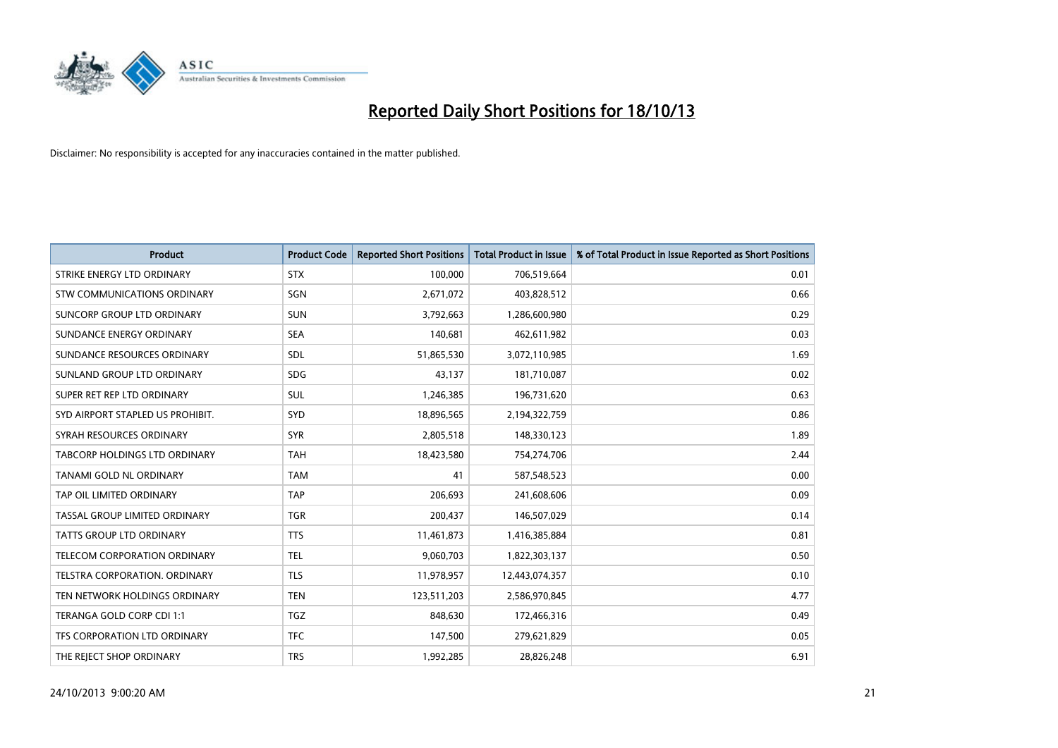# Reported Daily Short Positions for 18/10/13

Disclaimer: No responsibility is accepted for any inaccuracies contained in the matter published.

| Product | Product Code | Reported Short Positions | Total Product in Issue | % of Total Product in Issue Reported as Short Positions |
|---|---|---|---|---|
| STRIKE ENERGY LTD ORDINARY | STX | 100,000 | 706,519,664 | 0.01 |
| STW COMMUNICATIONS ORDINARY | SGN | 2,671,072 | 403,828,512 | 0.66 |
| SUNCORP GROUP LTD ORDINARY | SUN | 3,792,663 | 1,286,600,980 | 0.29 |
| SUNDANCE ENERGY ORDINARY | SEA | 140,681 | 462,611,982 | 0.03 |
| SUNDANCE RESOURCES ORDINARY | SDL | 51,865,530 | 3,072,110,985 | 1.69 |
| SUNLAND GROUP LTD ORDINARY | SDG | 43,137 | 181,710,087 | 0.02 |
| SUPER RET REP LTD ORDINARY | SUL | 1,246,385 | 196,731,620 | 0.63 |
| SYD AIRPORT STAPLED US PROHIBIT. | SYD | 18,896,565 | 2,194,322,759 | 0.86 |
| SYRAH RESOURCES ORDINARY | SYR | 2,805,518 | 148,330,123 | 1.89 |
| TABCORP HOLDINGS LTD ORDINARY | TAH | 18,423,580 | 754,274,706 | 2.44 |
| TANAMI GOLD NL ORDINARY | TAM | 41 | 587,548,523 | 0.00 |
| TAP OIL LIMITED ORDINARY | TAP | 206,693 | 241,608,606 | 0.09 |
| TASSAL GROUP LIMITED ORDINARY | TGR | 200,437 | 146,507,029 | 0.14 |
| TATTS GROUP LTD ORDINARY | TTS | 11,461,873 | 1,416,385,884 | 0.81 |
| TELECOM CORPORATION ORDINARY | TEL | 9,060,703 | 1,822,303,137 | 0.50 |
| TELSTRA CORPORATION. ORDINARY | TLS | 11,978,957 | 12,443,074,357 | 0.10 |
| TEN NETWORK HOLDINGS ORDINARY | TEN | 123,511,203 | 2,586,970,845 | 4.77 |
| TERANGA GOLD CORP CDI 1:1 | TGZ | 848,630 | 172,466,316 | 0.49 |
| TFS CORPORATION LTD ORDINARY | TFC | 147,500 | 279,621,829 | 0.05 |
| THE REJECT SHOP ORDINARY | TRS | 1,992,285 | 28,826,248 | 6.91 |

24/10/2013 9:00:20 AM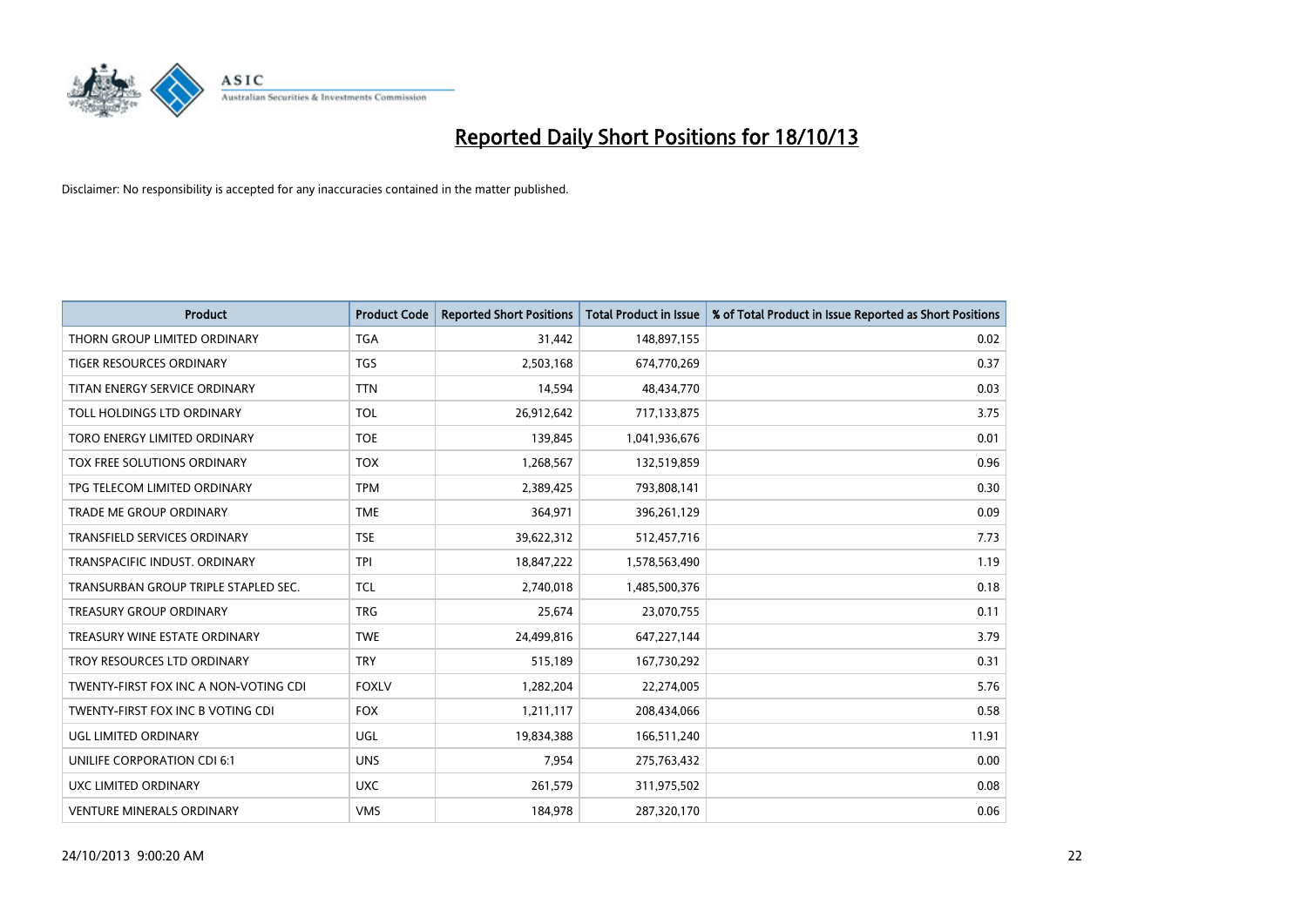# Reported Daily Short Positions for 18/10/13

Disclaimer: No responsibility is accepted for any inaccuracies contained in the matter published.

| Product | Product Code | Reported Short Positions | Total Product in Issue | % of Total Product in Issue Reported as Short Positions |
| --- | --- | --- | --- | --- |
| THORN GROUP LIMITED ORDINARY | TGA | 31,442 | 148,897,155 | 0.02 |
| TIGER RESOURCES ORDINARY | TGS | 2,503,168 | 674,770,269 | 0.37 |
| TITAN ENERGY SERVICE ORDINARY | TTN | 14,594 | 48,434,770 | 0.03 |
| TOLL HOLDINGS LTD ORDINARY | TOL | 26,912,642 | 717,133,875 | 3.75 |
| TORO ENERGY LIMITED ORDINARY | TOE | 139,845 | 1,041,936,676 | 0.01 |
| TOX FREE SOLUTIONS ORDINARY | TOX | 1,268,567 | 132,519,859 | 0.96 |
| TPG TELECOM LIMITED ORDINARY | TPM | 2,389,425 | 793,808,141 | 0.30 |
| TRADE ME GROUP ORDINARY | TME | 364,971 | 396,261,129 | 0.09 |
| TRANSFIELD SERVICES ORDINARY | TSE | 39,622,312 | 512,457,716 | 7.73 |
| TRANSPACIFIC INDUST. ORDINARY | TPI | 18,847,222 | 1,578,563,490 | 1.19 |
| TRANSURBAN GROUP TRIPLE STAPLED SEC. | TCL | 2,740,018 | 1,485,500,376 | 0.18 |
| TREASURY GROUP ORDINARY | TRG | 25,674 | 23,070,755 | 0.11 |
| TREASURY WINE ESTATE ORDINARY | TWE | 24,499,816 | 647,227,144 | 3.79 |
| TROY RESOURCES LTD ORDINARY | TRY | 515,189 | 167,730,292 | 0.31 |
| TWENTY-FIRST FOX INC A NON-VOTING CDI | FOXLV | 1,282,204 | 22,274,005 | 5.76 |
| TWENTY-FIRST FOX INC B VOTING CDI | FOX | 1,211,117 | 208,434,066 | 0.58 |
| UGL LIMITED ORDINARY | UGL | 19,834,388 | 166,511,240 | 11.91 |
| UNILIFE CORPORATION CDI 6:1 | UNS | 7,954 | 275,763,432 | 0.00 |
| UXC LIMITED ORDINARY | UXC | 261,579 | 311,975,502 | 0.08 |
| VENTURE MINERALS ORDINARY | VMS | 184,978 | 287,320,170 | 0.06 |

24/10/2013 9:00:20 AM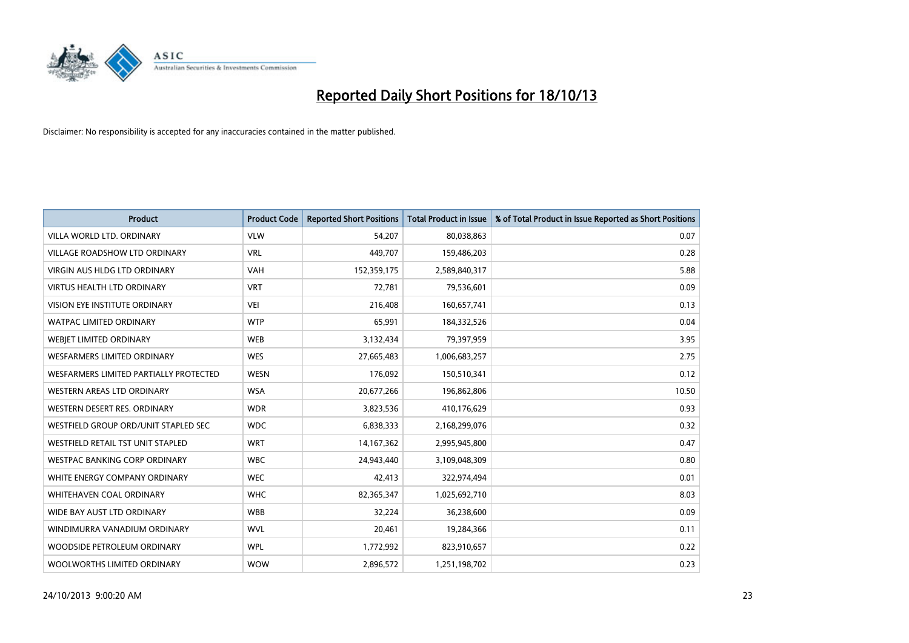# Reported Daily Short Positions for 18/10/13

Disclaimer: No responsibility is accepted for any inaccuracies contained in the matter published.

| Product | Product Code | Reported Short Positions | Total Product in Issue | % of Total Product in Issue Reported as Short Positions |
|---|---|---|---|---|
| VILLA WORLD LTD. ORDINARY | VLW | 54,207 | 80,038,863 | 0.07 |
| VILLAGE ROADSHOW LTD ORDINARY | VRL | 449,707 | 159,486,203 | 0.28 |
| VIRGIN AUS HLDG LTD ORDINARY | VAH | 152,359,175 | 2,589,840,317 | 5.88 |
| VIRTUS HEALTH LTD ORDINARY | VRT | 72,781 | 79,536,601 | 0.09 |
| VISION EYE INSTITUTE ORDINARY | VEI | 216,408 | 160,657,741 | 0.13 |
| WATPAC LIMITED ORDINARY | WTP | 65,991 | 184,332,526 | 0.04 |
| WEBJET LIMITED ORDINARY | WEB | 3,132,434 | 79,397,959 | 3.95 |
| WESFARMERS LIMITED ORDINARY | WES | 27,665,483 | 1,006,683,257 | 2.75 |
| WESFARMERS LIMITED PARTIALLY PROTECTED | WESN | 176,092 | 150,510,341 | 0.12 |
| WESTERN AREAS LTD ORDINARY | WSA | 20,677,266 | 196,862,806 | 10.50 |
| WESTERN DESERT RES. ORDINARY | WDR | 3,823,536 | 410,176,629 | 0.93 |
| WESTFIELD GROUP ORD/UNIT STAPLED SEC | WDC | 6,838,333 | 2,168,299,076 | 0.32 |
| WESTFIELD RETAIL TST UNIT STAPLED | WRT | 14,167,362 | 2,995,945,800 | 0.47 |
| WESTPAC BANKING CORP ORDINARY | WBC | 24,943,440 | 3,109,048,309 | 0.80 |
| WHITE ENERGY COMPANY ORDINARY | WEC | 42,413 | 322,974,494 | 0.01 |
| WHITEHAVEN COAL ORDINARY | WHC | 82,365,347 | 1,025,692,710 | 8.03 |
| WIDE BAY AUST LTD ORDINARY | WBB | 32,224 | 36,238,600 | 0.09 |
| WINDIMURRA VANADIUM ORDINARY | WVL | 20,461 | 19,284,366 | 0.11 |
| WOODSIDE PETROLEUM ORDINARY | WPL | 1,772,992 | 823,910,657 | 0.22 |
| WOOLWORTHS LIMITED ORDINARY | WOW | 2,896,572 | 1,251,198,702 | 0.23 |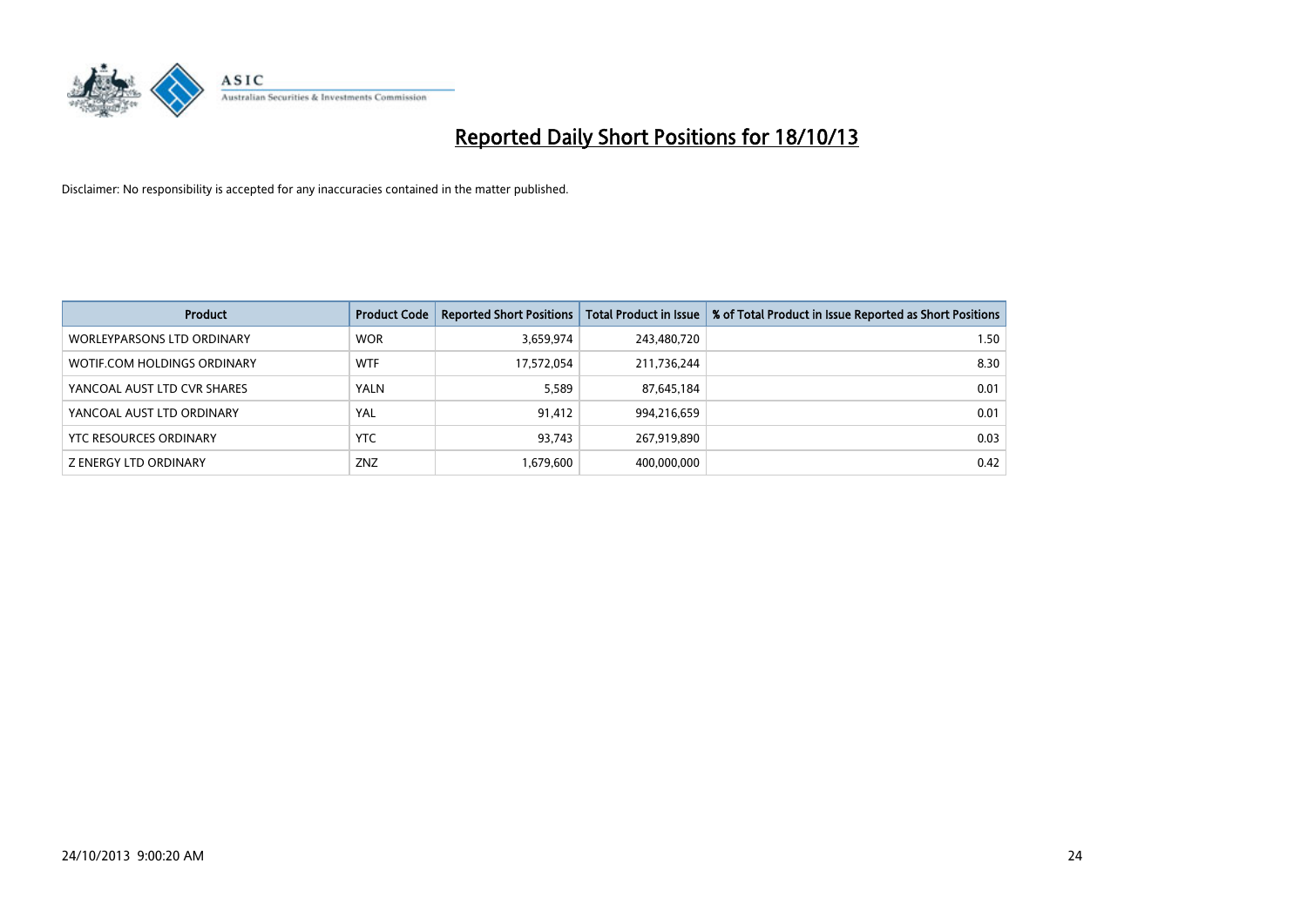# Reported Daily Short Positions for 18/10/13

Disclaimer: No responsibility is accepted for any inaccuracies contained in the matter published.

| Product | Product Code | Reported Short Positions | Total Product in Issue | % of Total Product in Issue Reported as Short Positions |
| --- | --- | --- | --- | --- |
| WORLEYPARSONS LTD ORDINARY | WOR | 3,659,974 | 243,480,720 | 1.50 |
| WOTIF.COM HOLDINGS ORDINARY | WTF | 17,572,054 | 211,736,244 | 8.30 |
| YANCOAL AUST LTD CVR SHARES | YALN | 5,589 | 87,645,184 | 0.01 |
| YANCOAL AUST LTD ORDINARY | YAL | 91,412 | 994,216,659 | 0.01 |
| YTC RESOURCES ORDINARY | YTC | 93,743 | 267,919,890 | 0.03 |
| Z ENERGY LTD ORDINARY | ZNZ | 1,679,600 | 400,000,000 | 0.42 |